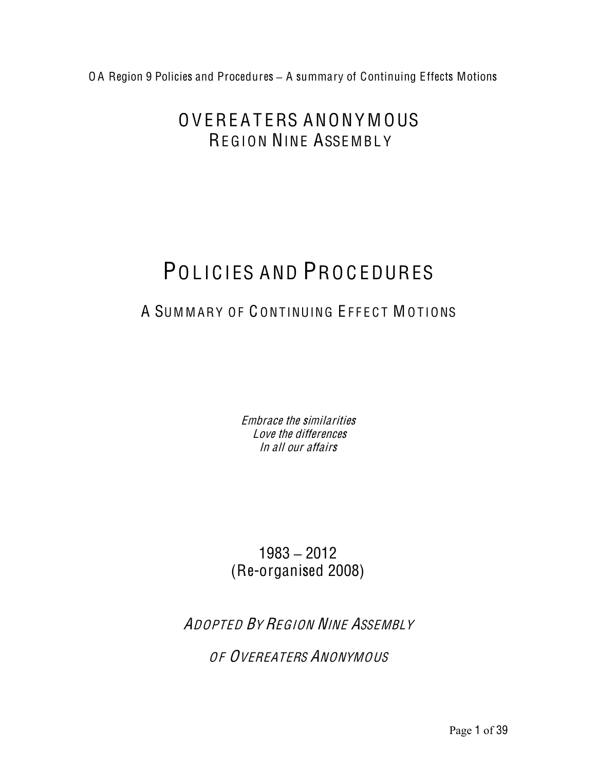# OVEREATERS ANONYMOUS
## REGION NINE ASSEMBLY

# POLICIES AND PROCEDURES

## A SUMMARY OF CONTINUING EFFECT MOTIONS

*Embrace the similarities*
*Love the differences*
*In all our affairs*

1983 – 2012
(Re-organised 2008)

*ADOPTED BY REGION NINE ASSEMBLY*

*OF OVEREATERS ANONYMOUS*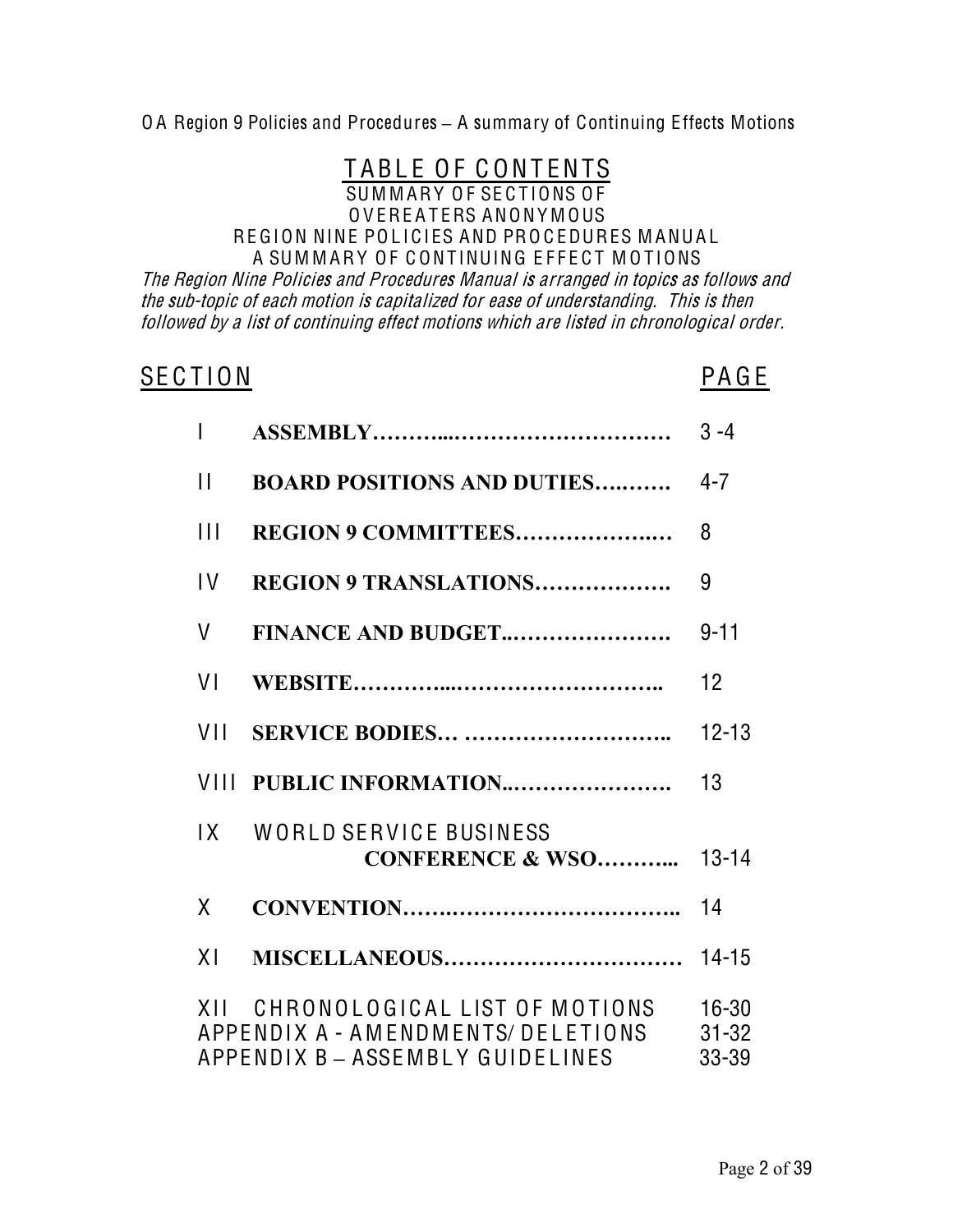OA Region 9 Policies and Procedures – A summary of Continuing Effects Motions

# TABLE OF CONTENTS

SUMMARY OF SECTIONS OF
OVEREATERS ANONYMOUS
REGION NINE POLICIES AND PROCEDURES MANUAL
A SUMMARY OF CONTINUING EFFECT MOTIONS

*The Region Nine Policies and Procedures Manual is arranged in topics as follows and the sub-topic of each motion is capitalized for ease of understanding. This is then followed by a list of continuing effect motions which are listed in chronological order.*

| SECTION | | PAGE |
|---|---|---|
| I | **ASSEMBLY……….…………………………** | 3 -4 |
| II | **BOARD POSITIONS AND DUTIES….…….** | 4-7 |
| III | **REGION 9 COMMITTEES………………..…** | 8 |
| IV | **REGION 9 TRANSLATIONS……………….** | 9 |
| V | **FINANCE AND BUDGET..………………….** | 9-11 |
| VI | **WEBSITE………….………………………..** | 12 |
| VII | **SERVICE BODIES… ………………………..** | 12-13 |
| VIII | **PUBLIC INFORMATION..………………….** | 13 |
| IX | WORLD SERVICE BUSINESS **CONFERENCE & WSO………..** | 13-14 |
| X | **CONVENTION…….……………………………..** | 14 |
| XI | **MISCELLANEOUS……………………………** | 14-15 |
| XII | CHRONOLOGICAL LIST OF MOTIONS | 16-30 |
| | APPENDIX A - AMENDMENTS/ DELETIONS | 31-32 |
| | APPENDIX B – ASSEMBLY GUIDELINES | 33-39 |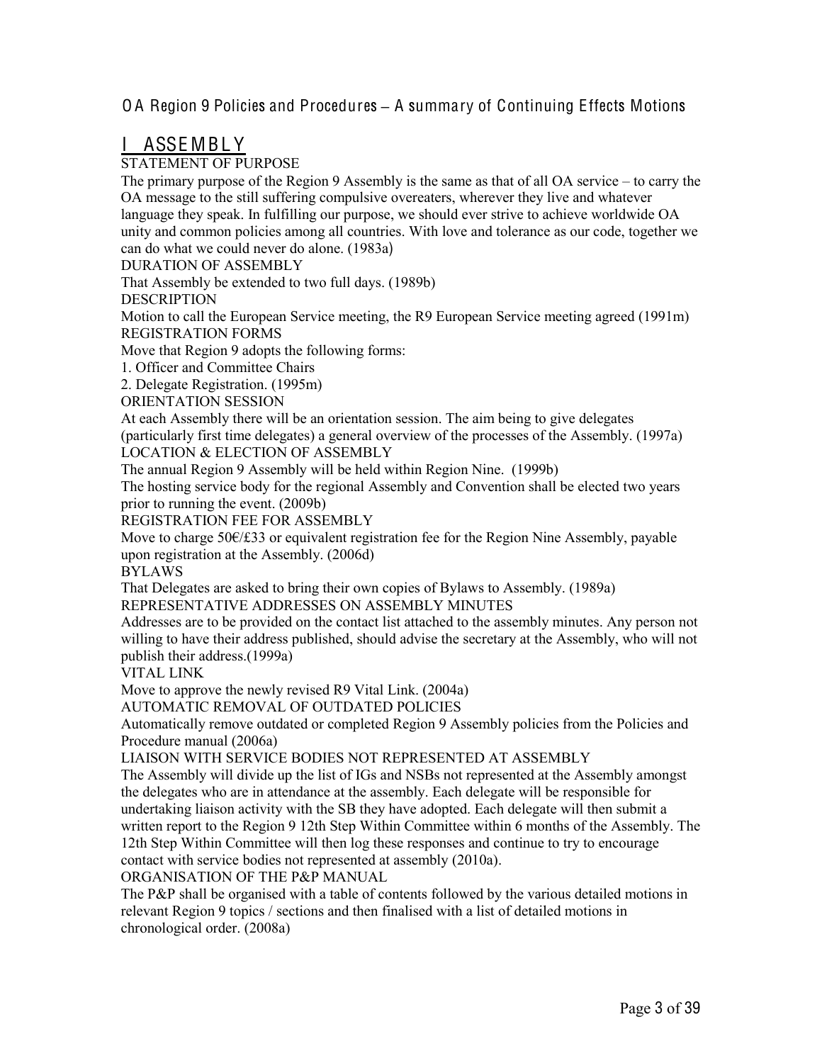# OA Region 9 Policies and Procedures – A summary of Continuing Effects Motions

## I ASSEMBLY

STATEMENT OF PURPOSE

The primary purpose of the Region 9 Assembly is the same as that of all OA service – to carry the OA message to the still suffering compulsive overeaters, wherever they live and whatever language they speak. In fulfilling our purpose, we should ever strive to achieve worldwide OA unity and common policies among all countries. With love and tolerance as our code, together we can do what we could never do alone. (1983a)

DURATION OF ASSEMBLY

That Assembly be extended to two full days. (1989b)

DESCRIPTION

Motion to call the European Service meeting, the R9 European Service meeting agreed (1991m)

REGISTRATION FORMS

Move that Region 9 adopts the following forms:

1. Officer and Committee Chairs
2. Delegate Registration. (1995m)

ORIENTATION SESSION

At each Assembly there will be an orientation session. The aim being to give delegates (particularly first time delegates) a general overview of the processes of the Assembly. (1997a)

LOCATION & ELECTION OF ASSEMBLY

The annual Region 9 Assembly will be held within Region Nine. (1999b)

The hosting service body for the regional Assembly and Convention shall be elected two years prior to running the event. (2009b)

REGISTRATION FEE FOR ASSEMBLY

Move to charge 50€/£33 or equivalent registration fee for the Region Nine Assembly, payable upon registration at the Assembly. (2006d)

BYLAWS

That Delegates are asked to bring their own copies of Bylaws to Assembly. (1989a)

REPRESENTATIVE ADDRESSES ON ASSEMBLY MINUTES

Addresses are to be provided on the contact list attached to the assembly minutes. Any person not willing to have their address published, should advise the secretary at the Assembly, who will not publish their address.(1999a)

VITAL LINK

Move to approve the newly revised R9 Vital Link. (2004a)

AUTOMATIC REMOVAL OF OUTDATED POLICIES

Automatically remove outdated or completed Region 9 Assembly policies from the Policies and Procedure manual (2006a)

LIAISON WITH SERVICE BODIES NOT REPRESENTED AT ASSEMBLY

The Assembly will divide up the list of IGs and NSBs not represented at the Assembly amongst the delegates who are in attendance at the assembly. Each delegate will be responsible for undertaking liaison activity with the SB they have adopted. Each delegate will then submit a written report to the Region 9 12th Step Within Committee within 6 months of the Assembly. The 12th Step Within Committee will then log these responses and continue to try to encourage contact with service bodies not represented at assembly (2010a).

ORGANISATION OF THE P&P MANUAL

The P&P shall be organised with a table of contents followed by the various detailed motions in relevant Region 9 topics / sections and then finalised with a list of detailed motions in chronological order. (2008a)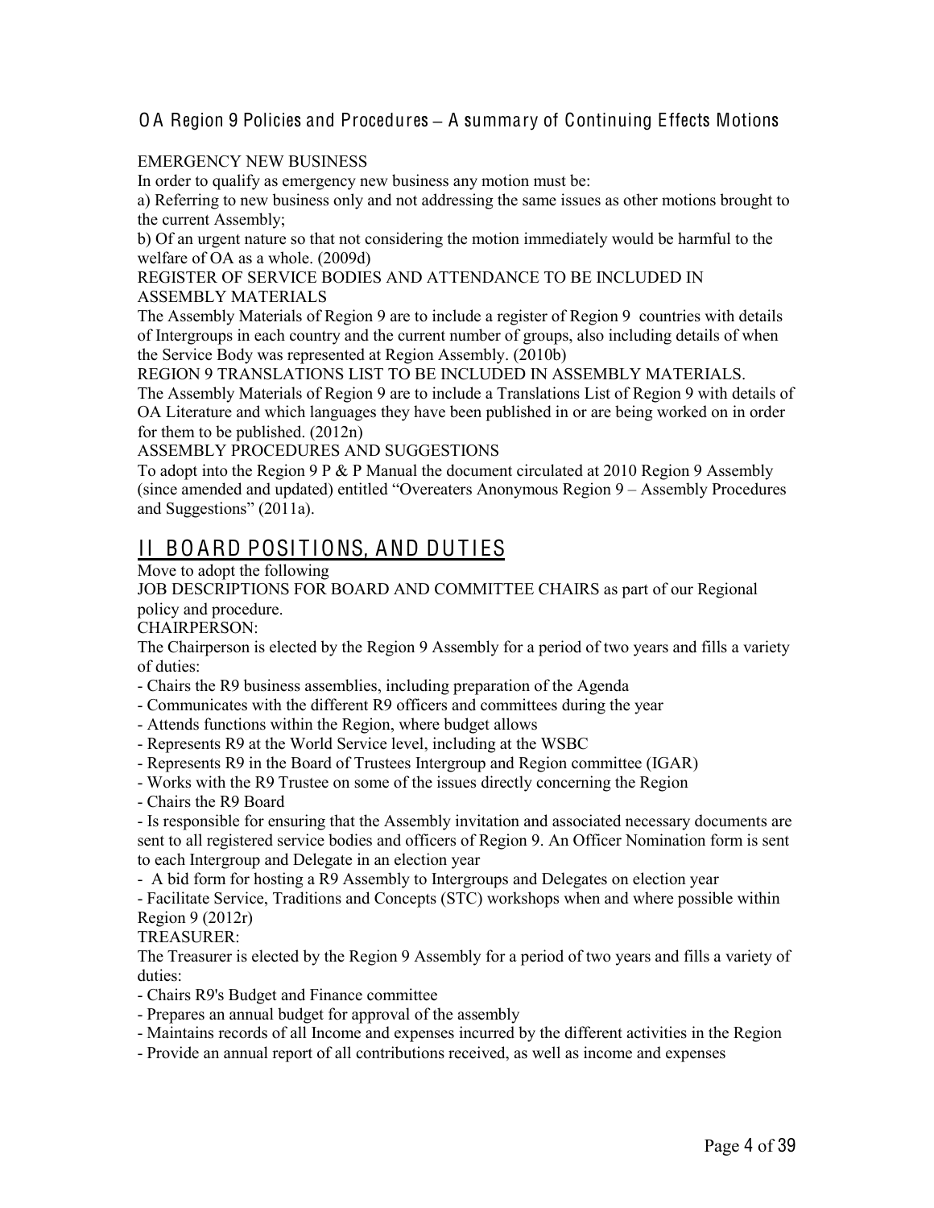EMERGENCY NEW BUSINESS

In order to qualify as emergency new business any motion must be:

a) Referring to new business only and not addressing the same issues as other motions brought to the current Assembly;

b) Of an urgent nature so that not considering the motion immediately would be harmful to the welfare of OA as a whole. (2009d)

REGISTER OF SERVICE BODIES AND ATTENDANCE TO BE INCLUDED IN ASSEMBLY MATERIALS

The Assembly Materials of Region 9 are to include a register of Region 9 countries with details of Intergroups in each country and the current number of groups, also including details of when the Service Body was represented at Region Assembly. (2010b)

REGION 9 TRANSLATIONS LIST TO BE INCLUDED IN ASSEMBLY MATERIALS.

The Assembly Materials of Region 9 are to include a Translations List of Region 9 with details of OA Literature and which languages they have been published in or are being worked on in order for them to be published. (2012n)

ASSEMBLY PROCEDURES AND SUGGESTIONS

To adopt into the Region 9 P & P Manual the document circulated at 2010 Region 9 Assembly (since amended and updated) entitled "Overeaters Anonymous Region 9 – Assembly Procedures and Suggestions" (2011a).

## II BOARD POSITIONS, AND DUTIES

Move to adopt the following

JOB DESCRIPTIONS FOR BOARD AND COMMITTEE CHAIRS as part of our Regional policy and procedure.

CHAIRPERSON:

The Chairperson is elected by the Region 9 Assembly for a period of two years and fills a variety of duties:

- Chairs the R9 business assemblies, including preparation of the Agenda
- Communicates with the different R9 officers and committees during the year
- Attends functions within the Region, where budget allows
- Represents R9 at the World Service level, including at the WSBC
- Represents R9 in the Board of Trustees Intergroup and Region committee (IGAR)
- Works with the R9 Trustee on some of the issues directly concerning the Region
- Chairs the R9 Board
- Is responsible for ensuring that the Assembly invitation and associated necessary documents are sent to all registered service bodies and officers of Region 9. An Officer Nomination form is sent to each Intergroup and Delegate in an election year
- A bid form for hosting a R9 Assembly to Intergroups and Delegates on election year
- Facilitate Service, Traditions and Concepts (STC) workshops when and where possible within Region 9 (2012r)

TREASURER:

The Treasurer is elected by the Region 9 Assembly for a period of two years and fills a variety of duties:

- Chairs R9's Budget and Finance committee
- Prepares an annual budget for approval of the assembly
- Maintains records of all Income and expenses incurred by the different activities in the Region
- Provide an annual report of all contributions received, as well as income and expenses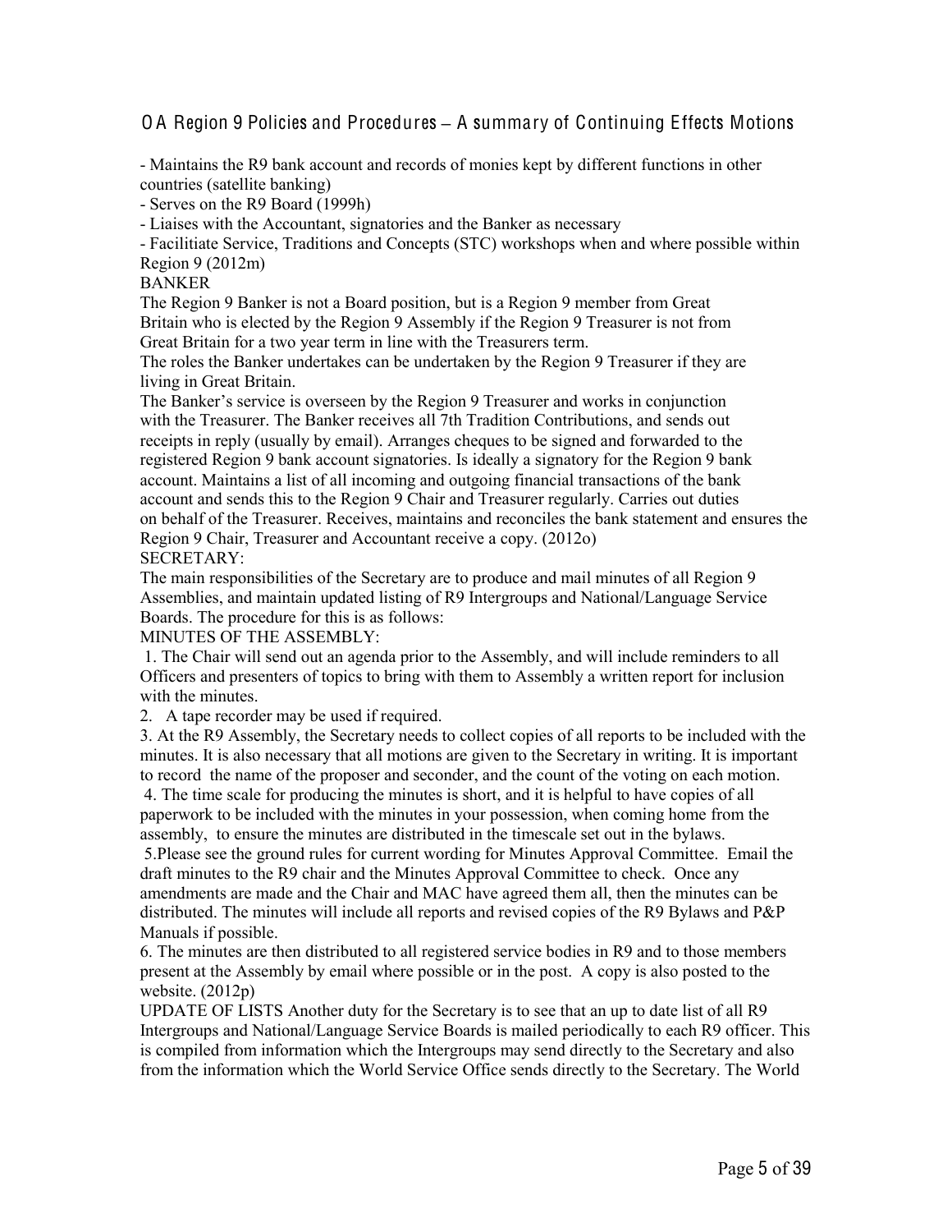- Maintains the R9 bank account and records of monies kept by different functions in other countries (satellite banking)
- Serves on the R9 Board (1999h)
- Liaises with the Accountant, signatories and the Banker as necessary
- Facilitiate Service, Traditions and Concepts (STC) workshops when and where possible within Region 9 (2012m)

BANKER

The Region 9 Banker is not a Board position, but is a Region 9 member from Great Britain who is elected by the Region 9 Assembly if the Region 9 Treasurer is not from Great Britain for a two year term in line with the Treasurers term.

The roles the Banker undertakes can be undertaken by the Region 9 Treasurer if they are living in Great Britain.

The Banker's service is overseen by the Region 9 Treasurer and works in conjunction with the Treasurer. The Banker receives all 7th Tradition Contributions, and sends out receipts in reply (usually by email). Arranges cheques to be signed and forwarded to the registered Region 9 bank account signatories. Is ideally a signatory for the Region 9 bank account. Maintains a list of all incoming and outgoing financial transactions of the bank account and sends this to the Region 9 Chair and Treasurer regularly. Carries out duties on behalf of the Treasurer. Receives, maintains and reconciles the bank statement and ensures the Region 9 Chair, Treasurer and Accountant receive a copy. (2012o)

SECRETARY:

The main responsibilities of the Secretary are to produce and mail minutes of all Region 9 Assemblies, and maintain updated listing of R9 Intergroups and National/Language Service Boards. The procedure for this is as follows:

MINUTES OF THE ASSEMBLY:

1. The Chair will send out an agenda prior to the Assembly, and will include reminders to all Officers and presenters of topics to bring with them to Assembly a written report for inclusion with the minutes.
2. A tape recorder may be used if required.
3. At the R9 Assembly, the Secretary needs to collect copies of all reports to be included with the minutes. It is also necessary that all motions are given to the Secretary in writing. It is important to record the name of the proposer and seconder, and the count of the voting on each motion.
4. The time scale for producing the minutes is short, and it is helpful to have copies of all paperwork to be included with the minutes in your possession, when coming home from the assembly, to ensure the minutes are distributed in the timescale set out in the bylaws.
5. Please see the ground rules for current wording for Minutes Approval Committee. Email the draft minutes to the R9 chair and the Minutes Approval Committee to check. Once any amendments are made and the Chair and MAC have agreed them all, then the minutes can be distributed. The minutes will include all reports and revised copies of the R9 Bylaws and P&P Manuals if possible.
6. The minutes are then distributed to all registered service bodies in R9 and to those members present at the Assembly by email where possible or in the post. A copy is also posted to the website. (2012p)

UPDATE OF LISTS Another duty for the Secretary is to see that an up to date list of all R9 Intergroups and National/Language Service Boards is mailed periodically to each R9 officer. This is compiled from information which the Intergroups may send directly to the Secretary and also from the information which the World Service Office sends directly to the Secretary. The World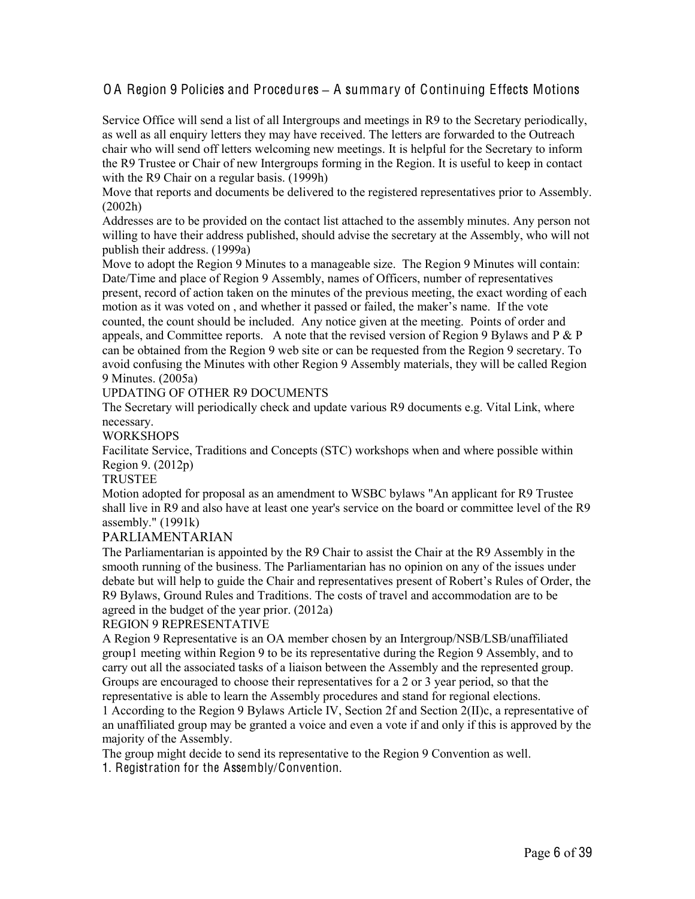## OA Region 9 Policies and Procedures – A summary of Continuing Effects Motions

Service Office will send a list of all Intergroups and meetings in R9 to the Secretary periodically, as well as all enquiry letters they may have received. The letters are forwarded to the Outreach chair who will send off letters welcoming new meetings. It is helpful for the Secretary to inform the R9 Trustee or Chair of new Intergroups forming in the Region. It is useful to keep in contact with the R9 Chair on a regular basis. (1999h)

Move that reports and documents be delivered to the registered representatives prior to Assembly. (2002h)

Addresses are to be provided on the contact list attached to the assembly minutes. Any person not willing to have their address published, should advise the secretary at the Assembly, who will not publish their address. (1999a)

Move to adopt the Region 9 Minutes to a manageable size. The Region 9 Minutes will contain: Date/Time and place of Region 9 Assembly, names of Officers, number of representatives present, record of action taken on the minutes of the previous meeting, the exact wording of each motion as it was voted on , and whether it passed or failed, the maker's name. If the vote counted, the count should be included. Any notice given at the meeting. Points of order and appeals, and Committee reports. A note that the revised version of Region 9 Bylaws and P & P can be obtained from the Region 9 web site or can be requested from the Region 9 secretary. To avoid confusing the Minutes with other Region 9 Assembly materials, they will be called Region 9 Minutes. (2005a)

UPDATING OF OTHER R9 DOCUMENTS

The Secretary will periodically check and update various R9 documents e.g. Vital Link, where necessary.

WORKSHOPS

Facilitate Service, Traditions and Concepts (STC) workshops when and where possible within Region 9. (2012p)

TRUSTEE

Motion adopted for proposal as an amendment to WSBC bylaws "An applicant for R9 Trustee shall live in R9 and also have at least one year's service on the board or committee level of the R9 assembly." (1991k)

PARLIAMENTARIAN

The Parliamentarian is appointed by the R9 Chair to assist the Chair at the R9 Assembly in the smooth running of the business. The Parliamentarian has no opinion on any of the issues under debate but will help to guide the Chair and representatives present of Robert's Rules of Order, the R9 Bylaws, Ground Rules and Traditions. The costs of travel and accommodation are to be agreed in the budget of the year prior. (2012a)

REGION 9 REPRESENTATIVE

A Region 9 Representative is an OA member chosen by an Intergroup/NSB/LSB/unaffiliated group[1] meeting within Region 9 to be its representative during the Region 9 Assembly, and to carry out all the associated tasks of a liaison between the Assembly and the represented group. Groups are encouraged to choose their representatives for a 2 or 3 year period, so that the representative is able to learn the Assembly procedures and stand for regional elections.

[1] According to the Region 9 Bylaws Article IV, Section 2f and Section 2(II)c, a representative of an unaffiliated group may be granted a voice and even a vote if and only if this is approved by the majority of the Assembly.

The group might decide to send its representative to the Region 9 Convention as well.

1. Registration for the Assembly/Convention.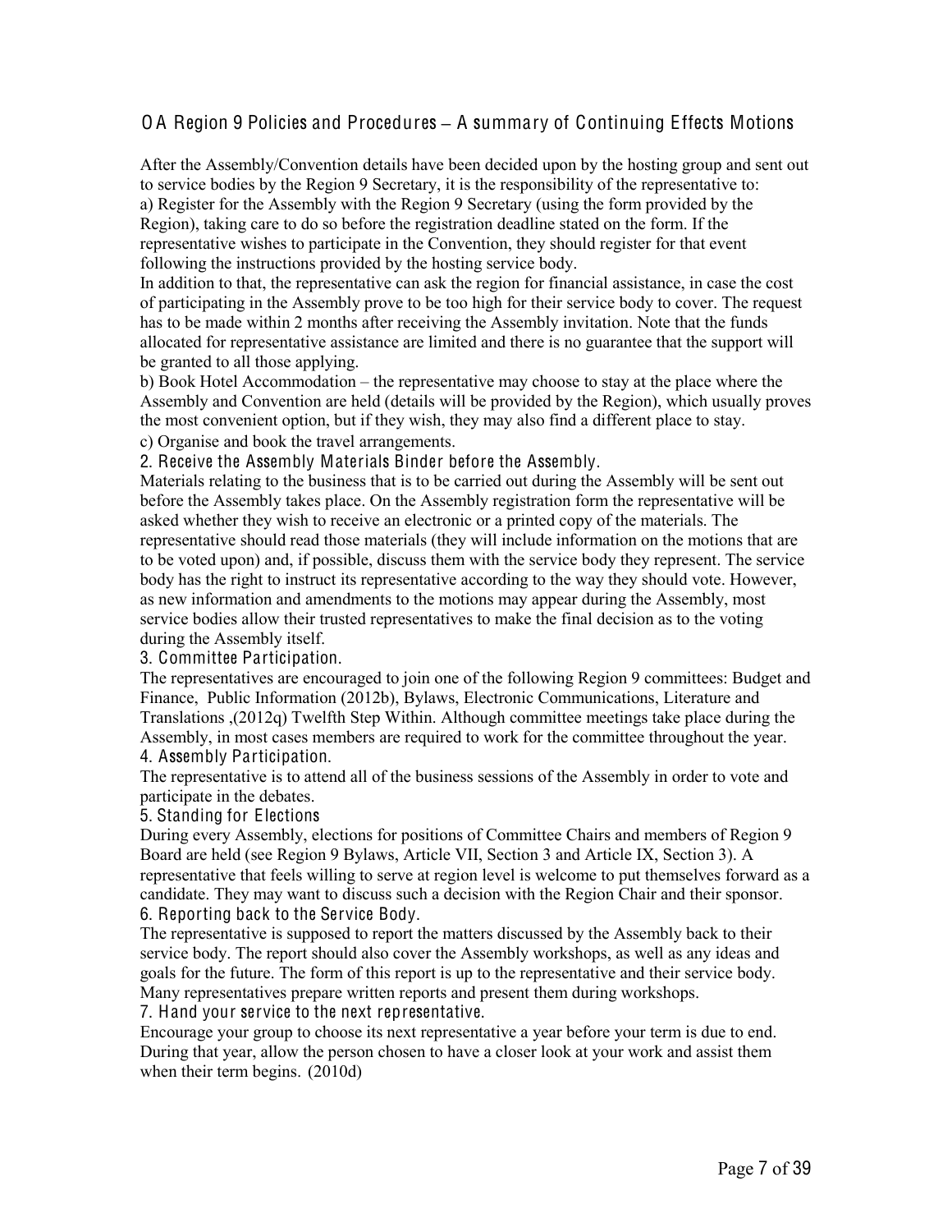## OA Region 9 Policies and Procedures – A summary of Continuing Effects Motions

After the Assembly/Convention details have been decided upon by the hosting group and sent out to service bodies by the Region 9 Secretary, it is the responsibility of the representative to:

a) Register for the Assembly with the Region 9 Secretary (using the form provided by the Region), taking care to do so before the registration deadline stated on the form. If the representative wishes to participate in the Convention, they should register for that event following the instructions provided by the hosting service body.

In addition to that, the representative can ask the region for financial assistance, in case the cost of participating in the Assembly prove to be too high for their service body to cover. The request has to be made within 2 months after receiving the Assembly invitation. Note that the funds allocated for representative assistance are limited and there is no guarantee that the support will be granted to all those applying.

b) Book Hotel Accommodation – the representative may choose to stay at the place where the Assembly and Convention are held (details will be provided by the Region), which usually proves the most convenient option, but if they wish, they may also find a different place to stay.

c) Organise and book the travel arrangements.

### 2. Receive the Assembly Materials Binder before the Assembly.

Materials relating to the business that is to be carried out during the Assembly will be sent out before the Assembly takes place. On the Assembly registration form the representative will be asked whether they wish to receive an electronic or a printed copy of the materials. The representative should read those materials (they will include information on the motions that are to be voted upon) and, if possible, discuss them with the service body they represent. The service body has the right to instruct its representative according to the way they should vote. However, as new information and amendments to the motions may appear during the Assembly, most service bodies allow their trusted representatives to make the final decision as to the voting during the Assembly itself.

### 3. Committee Participation.

The representatives are encouraged to join one of the following Region 9 committees: Budget and Finance, Public Information (2012b), Bylaws, Electronic Communications, Literature and Translations ,(2012q) Twelfth Step Within. Although committee meetings take place during the Assembly, in most cases members are required to work for the committee throughout the year.

### 4. Assembly Participation.

The representative is to attend all of the business sessions of the Assembly in order to vote and participate in the debates.

### 5. Standing for Elections

During every Assembly, elections for positions of Committee Chairs and members of Region 9 Board are held (see Region 9 Bylaws, Article VII, Section 3 and Article IX, Section 3). A representative that feels willing to serve at region level is welcome to put themselves forward as a candidate. They may want to discuss such a decision with the Region Chair and their sponsor.

### 6. Reporting back to the Service Body.

The representative is supposed to report the matters discussed by the Assembly back to their service body. The report should also cover the Assembly workshops, as well as any ideas and goals for the future. The form of this report is up to the representative and their service body. Many representatives prepare written reports and present them during workshops.

### 7. Hand your service to the next representative.

Encourage your group to choose its next representative a year before your term is due to end. During that year, allow the person chosen to have a closer look at your work and assist them when their term begins. (2010d)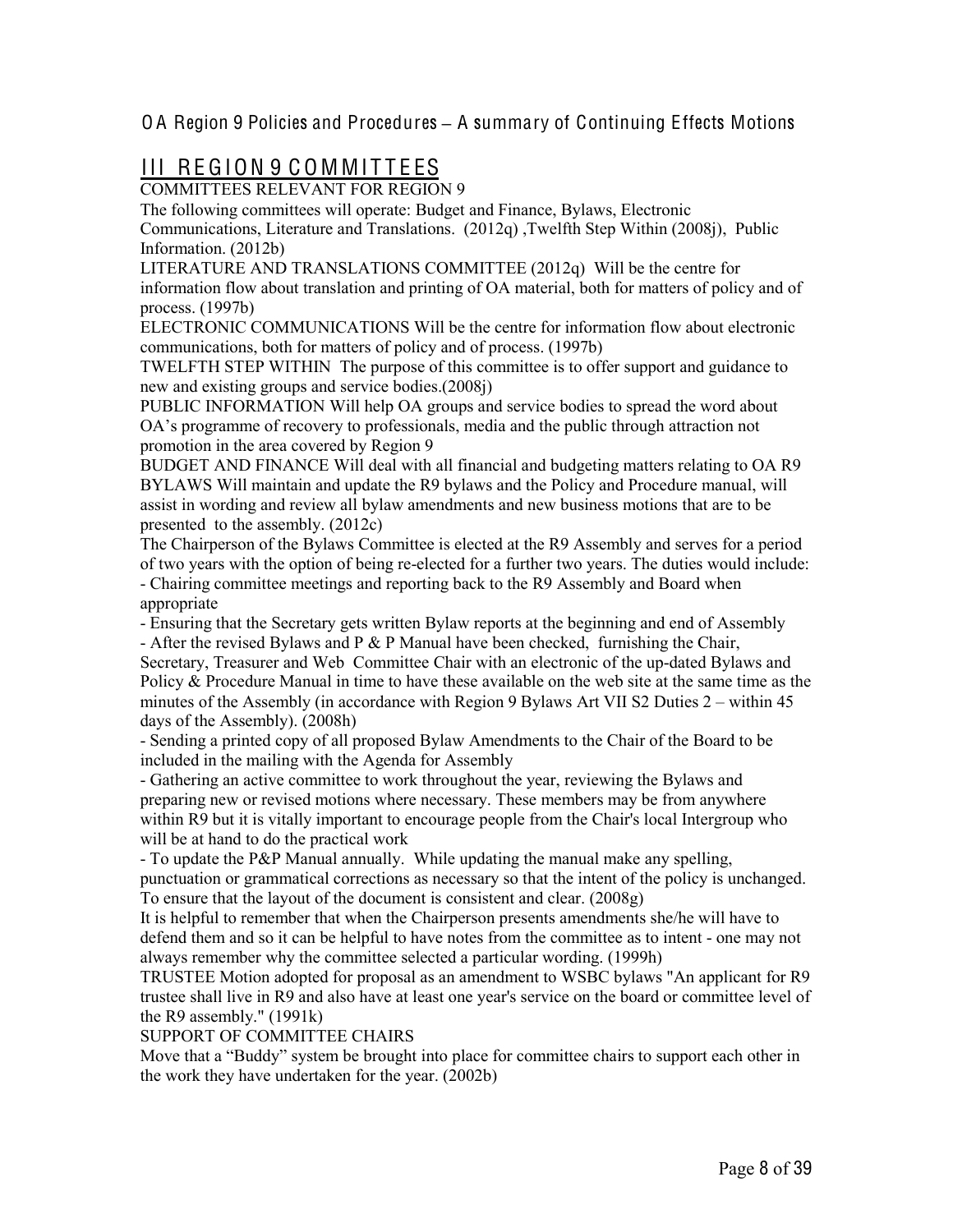OA Region 9 Policies and Procedures – A summary of Continuing Effects Motions

## III REGION 9 COMMITTEES

COMMITTEES RELEVANT FOR REGION 9

The following committees will operate: Budget and Finance, Bylaws, Electronic Communications, Literature and Translations. (2012q) ,Twelfth Step Within (2008j), Public Information. (2012b)

LITERATURE AND TRANSLATIONS COMMITTEE (2012q) Will be the centre for information flow about translation and printing of OA material, both for matters of policy and of process. (1997b)

ELECTRONIC COMMUNICATIONS Will be the centre for information flow about electronic communications, both for matters of policy and of process. (1997b)

TWELFTH STEP WITHIN The purpose of this committee is to offer support and guidance to new and existing groups and service bodies.(2008j)

PUBLIC INFORMATION Will help OA groups and service bodies to spread the word about OA's programme of recovery to professionals, media and the public through attraction not promotion in the area covered by Region 9

BUDGET AND FINANCE Will deal with all financial and budgeting matters relating to OA R9

BYLAWS Will maintain and update the R9 bylaws and the Policy and Procedure manual, will assist in wording and review all bylaw amendments and new business motions that are to be presented to the assembly. (2012c)

The Chairperson of the Bylaws Committee is elected at the R9 Assembly and serves for a period of two years with the option of being re-elected for a further two years. The duties would include:

- Chairing committee meetings and reporting back to the R9 Assembly and Board when appropriate
- Ensuring that the Secretary gets written Bylaw reports at the beginning and end of Assembly
- After the revised Bylaws and P & P Manual have been checked, furnishing the Chair, Secretary, Treasurer and Web Committee Chair with an electronic of the up-dated Bylaws and Policy & Procedure Manual in time to have these available on the web site at the same time as the minutes of the Assembly (in accordance with Region 9 Bylaws Art VII S2 Duties 2 – within 45 days of the Assembly). (2008h)
- Sending a printed copy of all proposed Bylaw Amendments to the Chair of the Board to be included in the mailing with the Agenda for Assembly
- Gathering an active committee to work throughout the year, reviewing the Bylaws and preparing new or revised motions where necessary. These members may be from anywhere within R9 but it is vitally important to encourage people from the Chair's local Intergroup who will be at hand to do the practical work
- To update the P&P Manual annually. While updating the manual make any spelling, punctuation or grammatical corrections as necessary so that the intent of the policy is unchanged. To ensure that the layout of the document is consistent and clear. (2008g)

It is helpful to remember that when the Chairperson presents amendments she/he will have to defend them and so it can be helpful to have notes from the committee as to intent - one may not always remember why the committee selected a particular wording. (1999h)

TRUSTEE Motion adopted for proposal as an amendment to WSBC bylaws "An applicant for R9 trustee shall live in R9 and also have at least one year's service on the board or committee level of the R9 assembly." (1991k)

SUPPORT OF COMMITTEE CHAIRS

Move that a "Buddy" system be brought into place for committee chairs to support each other in the work they have undertaken for the year. (2002b)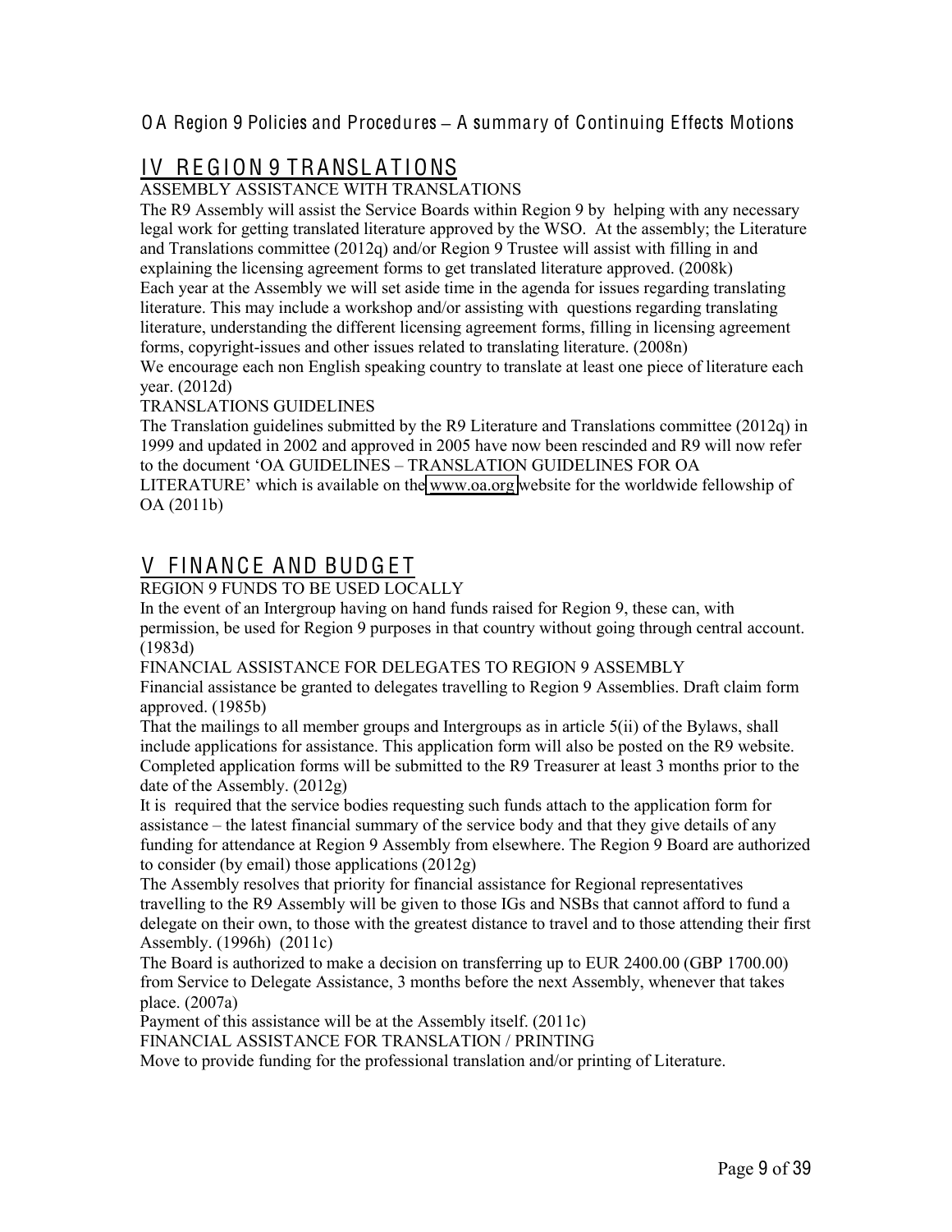## IV REGION 9 TRANSLATIONS

ASSEMBLY ASSISTANCE WITH TRANSLATIONS

The R9 Assembly will assist the Service Boards within Region 9 by helping with any necessary legal work for getting translated literature approved by the WSO. At the assembly; the Literature and Translations committee (2012q) and/or Region 9 Trustee will assist with filling in and explaining the licensing agreement forms to get translated literature approved. (2008k)

Each year at the Assembly we will set aside time in the agenda for issues regarding translating literature. This may include a workshop and/or assisting with questions regarding translating literature, understanding the different licensing agreement forms, filling in licensing agreement forms, copyright-issues and other issues related to translating literature. (2008n)

We encourage each non English speaking country to translate at least one piece of literature each year. (2012d)

TRANSLATIONS GUIDELINES

The Translation guidelines submitted by the R9 Literature and Translations committee (2012q) in 1999 and updated in 2002 and approved in 2005 have now been rescinded and R9 will now refer to the document 'OA GUIDELINES – TRANSLATION GUIDELINES FOR OA LITERATURE' which is available on the www.oa.org website for the worldwide fellowship of OA (2011b)

## V FINANCE AND BUDGET

REGION 9 FUNDS TO BE USED LOCALLY

In the event of an Intergroup having on hand funds raised for Region 9, these can, with permission, be used for Region 9 purposes in that country without going through central account. (1983d)

FINANCIAL ASSISTANCE FOR DELEGATES TO REGION 9 ASSEMBLY

Financial assistance be granted to delegates travelling to Region 9 Assemblies. Draft claim form approved. (1985b)

That the mailings to all member groups and Intergroups as in article 5(ii) of the Bylaws, shall include applications for assistance. This application form will also be posted on the R9 website. Completed application forms will be submitted to the R9 Treasurer at least 3 months prior to the date of the Assembly. (2012g)

It is required that the service bodies requesting such funds attach to the application form for assistance – the latest financial summary of the service body and that they give details of any funding for attendance at Region 9 Assembly from elsewhere. The Region 9 Board are authorized to consider (by email) those applications (2012g)

The Assembly resolves that priority for financial assistance for Regional representatives travelling to the R9 Assembly will be given to those IGs and NSBs that cannot afford to fund a delegate on their own, to those with the greatest distance to travel and to those attending their first Assembly. (1996h) (2011c)

The Board is authorized to make a decision on transferring up to EUR 2400.00 (GBP 1700.00) from Service to Delegate Assistance, 3 months before the next Assembly, whenever that takes place. (2007a)

Payment of this assistance will be at the Assembly itself. (2011c)

FINANCIAL ASSISTANCE FOR TRANSLATION / PRINTING

Move to provide funding for the professional translation and/or printing of Literature.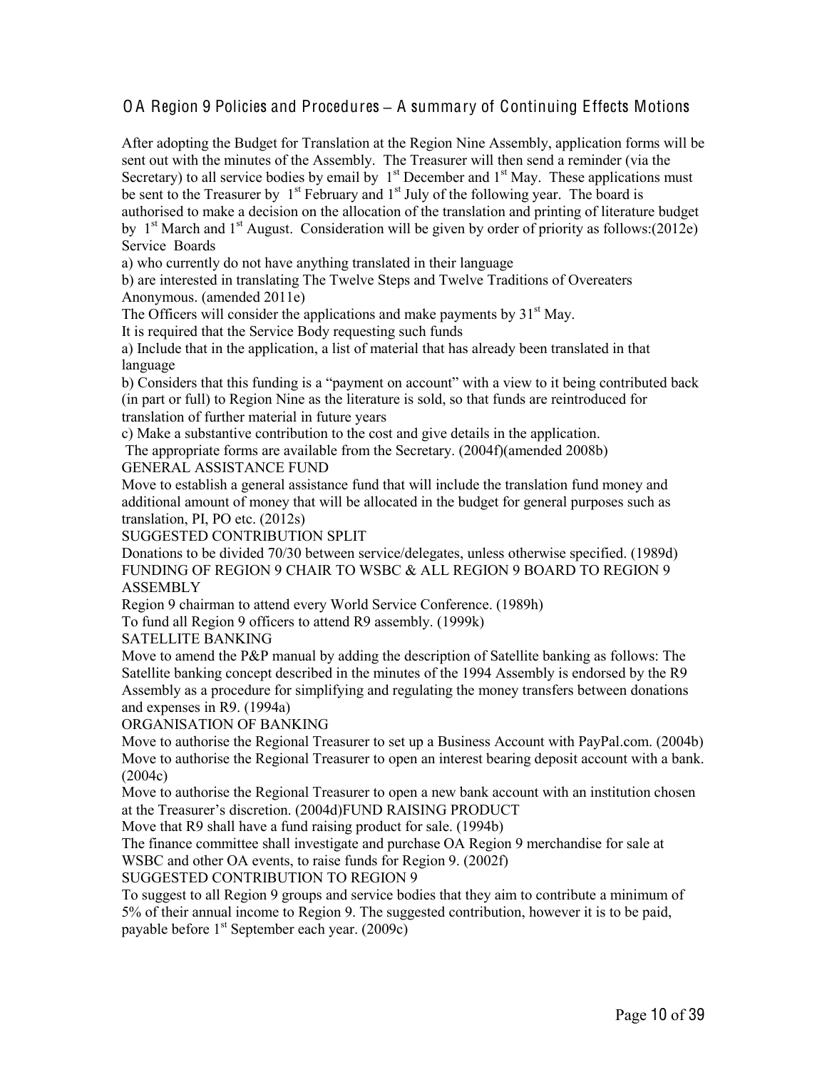## OA Region 9 Policies and Procedures – A summary of Continuing Effects Motions

After adopting the Budget for Translation at the Region Nine Assembly, application forms will be sent out with the minutes of the Assembly. The Treasurer will then send a reminder (via the Secretary) to all service bodies by email by 1st December and 1st May. These applications must be sent to the Treasurer by 1st February and 1st July of the following year. The board is authorised to make a decision on the allocation of the translation and printing of literature budget by 1st March and 1st August. Consideration will be given by order of priority as follows:(2012e) Service Boards

a) who currently do not have anything translated in their language

b) are interested in translating The Twelve Steps and Twelve Traditions of Overeaters Anonymous. (amended 2011e)

The Officers will consider the applications and make payments by 31st May.

It is required that the Service Body requesting such funds

a) Include that in the application, a list of material that has already been translated in that language

b) Considers that this funding is a "payment on account" with a view to it being contributed back (in part or full) to Region Nine as the literature is sold, so that funds are reintroduced for translation of further material in future years

c) Make a substantive contribution to the cost and give details in the application.

The appropriate forms are available from the Secretary. (2004f)(amended 2008b)

GENERAL ASSISTANCE FUND

Move to establish a general assistance fund that will include the translation fund money and additional amount of money that will be allocated in the budget for general purposes such as translation, PI, PO etc. (2012s)

SUGGESTED CONTRIBUTION SPLIT

Donations to be divided 70/30 between service/delegates, unless otherwise specified. (1989d)

FUNDING OF REGION 9 CHAIR TO WSBC & ALL REGION 9 BOARD TO REGION 9 ASSEMBLY

Region 9 chairman to attend every World Service Conference. (1989h)

To fund all Region 9 officers to attend R9 assembly. (1999k)

SATELLITE BANKING

Move to amend the P&P manual by adding the description of Satellite banking as follows: The Satellite banking concept described in the minutes of the 1994 Assembly is endorsed by the R9 Assembly as a procedure for simplifying and regulating the money transfers between donations and expenses in R9. (1994a)

ORGANISATION OF BANKING

Move to authorise the Regional Treasurer to set up a Business Account with PayPal.com. (2004b)

Move to authorise the Regional Treasurer to open an interest bearing deposit account with a bank. (2004c)

Move to authorise the Regional Treasurer to open a new bank account with an institution chosen at the Treasurer's discretion. (2004d)

FUND RAISING PRODUCT

Move that R9 shall have a fund raising product for sale. (1994b)

The finance committee shall investigate and purchase OA Region 9 merchandise for sale at WSBC and other OA events, to raise funds for Region 9. (2002f)

SUGGESTED CONTRIBUTION TO REGION 9

To suggest to all Region 9 groups and service bodies that they aim to contribute a minimum of 5% of their annual income to Region 9. The suggested contribution, however it is to be paid, payable before 1st September each year. (2009c)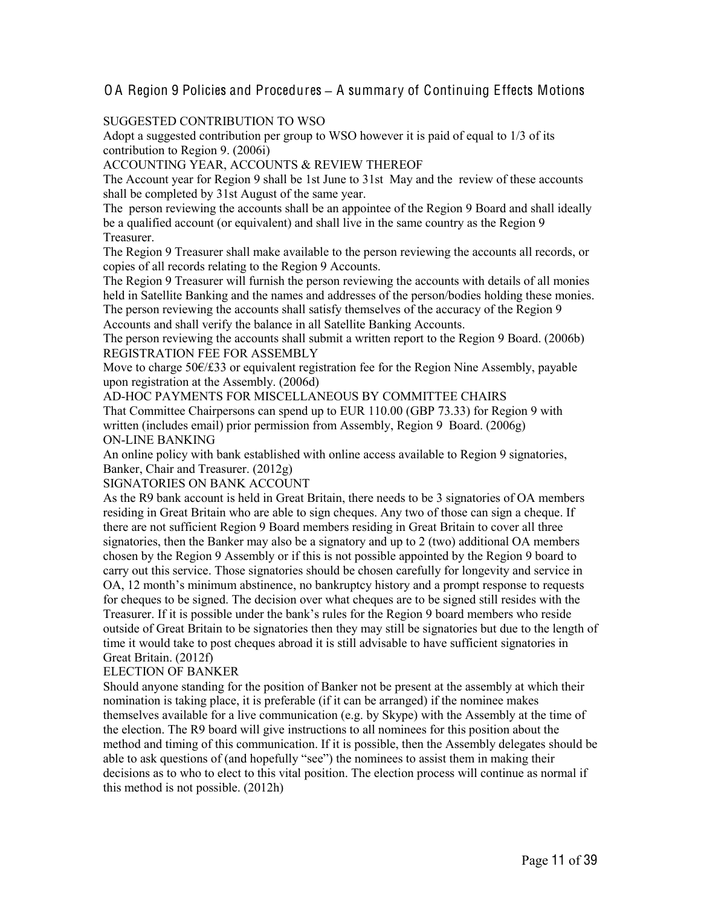## OA Region 9 Policies and Procedures – A summary of Continuing Effects Motions

SUGGESTED CONTRIBUTION TO WSO

Adopt a suggested contribution per group to WSO however it is paid of equal to 1/3 of its contribution to Region 9. (2006i)

ACCOUNTING YEAR, ACCOUNTS & REVIEW THEREOF

The Account year for Region 9 shall be 1st June to 31st May and the review of these accounts shall be completed by 31st August of the same year.

The person reviewing the accounts shall be an appointee of the Region 9 Board and shall ideally be a qualified account (or equivalent) and shall live in the same country as the Region 9 Treasurer.

The Region 9 Treasurer shall make available to the person reviewing the accounts all records, or copies of all records relating to the Region 9 Accounts.

The Region 9 Treasurer will furnish the person reviewing the accounts with details of all monies held in Satellite Banking and the names and addresses of the person/bodies holding these monies.

The person reviewing the accounts shall satisfy themselves of the accuracy of the Region 9 Accounts and shall verify the balance in all Satellite Banking Accounts.

The person reviewing the accounts shall submit a written report to the Region 9 Board. (2006b)

REGISTRATION FEE FOR ASSEMBLY

Move to charge 50€/£33 or equivalent registration fee for the Region Nine Assembly, payable upon registration at the Assembly. (2006d)

AD-HOC PAYMENTS FOR MISCELLANEOUS BY COMMITTEE CHAIRS

That Committee Chairpersons can spend up to EUR 110.00 (GBP 73.33) for Region 9 with written (includes email) prior permission from Assembly, Region 9 Board. (2006g)

ON-LINE BANKING

An online policy with bank established with online access available to Region 9 signatories, Banker, Chair and Treasurer. (2012g)

SIGNATORIES ON BANK ACCOUNT

As the R9 bank account is held in Great Britain, there needs to be 3 signatories of OA members residing in Great Britain who are able to sign cheques. Any two of those can sign a cheque. If there are not sufficient Region 9 Board members residing in Great Britain to cover all three signatories, then the Banker may also be a signatory and up to 2 (two) additional OA members chosen by the Region 9 Assembly or if this is not possible appointed by the Region 9 board to carry out this service. Those signatories should be chosen carefully for longevity and service in OA, 12 month's minimum abstinence, no bankruptcy history and a prompt response to requests for cheques to be signed. The decision over what cheques are to be signed still resides with the Treasurer. If it is possible under the bank's rules for the Region 9 board members who reside outside of Great Britain to be signatories then they may still be signatories but due to the length of time it would take to post cheques abroad it is still advisable to have sufficient signatories in Great Britain. (2012f)

ELECTION OF BANKER

Should anyone standing for the position of Banker not be present at the assembly at which their nomination is taking place, it is preferable (if it can be arranged) if the nominee makes themselves available for a live communication (e.g. by Skype) with the Assembly at the time of the election. The R9 board will give instructions to all nominees for this position about the method and timing of this communication. If it is possible, then the Assembly delegates should be able to ask questions of (and hopefully "see") the nominees to assist them in making their decisions as to who to elect to this vital position. The election process will continue as normal if this method is not possible. (2012h)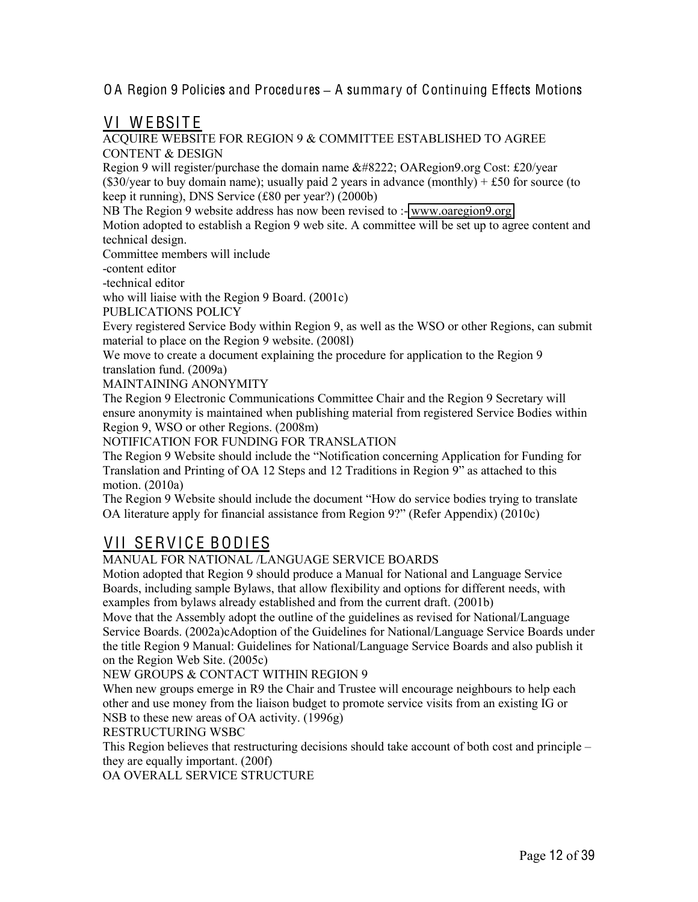OA Region 9 Policies and Procedures – A summary of Continuing Effects Motions

## VI WEBSITE

ACQUIRE WEBSITE FOR REGION 9 & COMMITTEE ESTABLISHED TO AGREE CONTENT & DESIGN

Region 9 will register/purchase the domain name &#8222; OARegion9.org Cost: £20/year ($30/year to buy domain name); usually paid 2 years in advance (monthly) + £50 for source (to keep it running), DNS Service (£80 per year?) (2000b)

NB The Region 9 website address has now been revised to :- www.oaregion9.org

Motion adopted to establish a Region 9 web site. A committee will be set up to agree content and technical design.

Committee members will include

-content editor

-technical editor

who will liaise with the Region 9 Board. (2001c)

PUBLICATIONS POLICY

Every registered Service Body within Region 9, as well as the WSO or other Regions, can submit material to place on the Region 9 website. (2008l)

We move to create a document explaining the procedure for application to the Region 9 translation fund. (2009a)

MAINTAINING ANONYMITY

The Region 9 Electronic Communications Committee Chair and the Region 9 Secretary will ensure anonymity is maintained when publishing material from registered Service Bodies within Region 9, WSO or other Regions. (2008m)

NOTIFICATION FOR FUNDING FOR TRANSLATION

The Region 9 Website should include the "Notification concerning Application for Funding for Translation and Printing of OA 12 Steps and 12 Traditions in Region 9" as attached to this motion. (2010a)

The Region 9 Website should include the document "How do service bodies trying to translate OA literature apply for financial assistance from Region 9?" (Refer Appendix) (2010c)

## VII SERVICE BODIES

MANUAL FOR NATIONAL /LANGUAGE SERVICE BOARDS

Motion adopted that Region 9 should produce a Manual for National and Language Service Boards, including sample Bylaws, that allow flexibility and options for different needs, with examples from bylaws already established and from the current draft. (2001b)

Move that the Assembly adopt the outline of the guidelines as revised for National/Language Service Boards. (2002a)cAdoption of the Guidelines for National/Language Service Boards under the title Region 9 Manual: Guidelines for National/Language Service Boards and also publish it on the Region Web Site. (2005c)

NEW GROUPS & CONTACT WITHIN REGION 9

When new groups emerge in R9 the Chair and Trustee will encourage neighbours to help each other and use money from the liaison budget to promote service visits from an existing IG or NSB to these new areas of OA activity. (1996g)

RESTRUCTURING WSBC

This Region believes that restructuring decisions should take account of both cost and principle – they are equally important. (200f)

OA OVERALL SERVICE STRUCTURE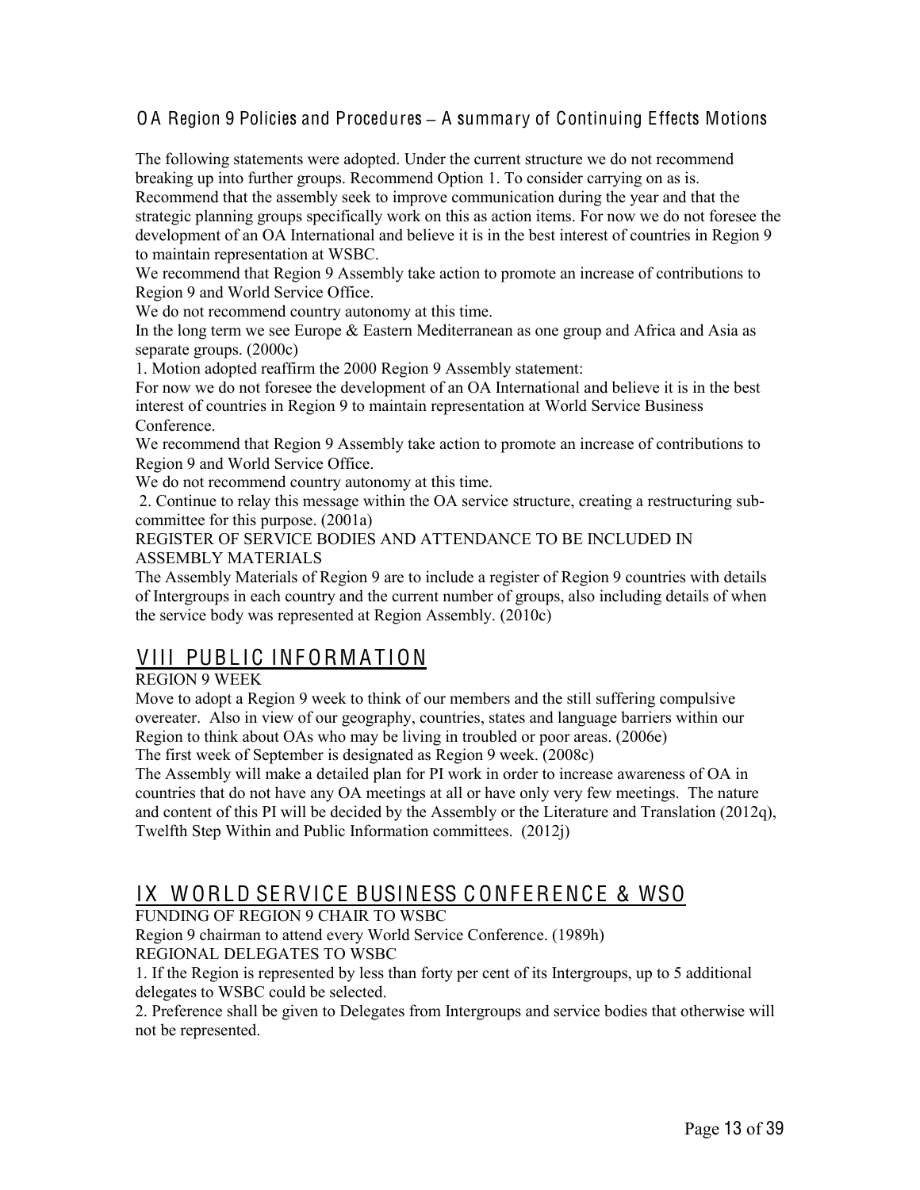The following statements were adopted. Under the current structure we do not recommend breaking up into further groups. Recommend Option 1. To consider carrying on as is. Recommend that the assembly seek to improve communication during the year and that the strategic planning groups specifically work on this as action items. For now we do not foresee the development of an OA International and believe it is in the best interest of countries in Region 9 to maintain representation at WSBC.

We recommend that Region 9 Assembly take action to promote an increase of contributions to Region 9 and World Service Office.

We do not recommend country autonomy at this time.

In the long term we see Europe & Eastern Mediterranean as one group and Africa and Asia as separate groups. (2000c)

1. Motion adopted reaffirm the 2000 Region 9 Assembly statement:

For now we do not foresee the development of an OA International and believe it is in the best interest of countries in Region 9 to maintain representation at World Service Business Conference.

We recommend that Region 9 Assembly take action to promote an increase of contributions to Region 9 and World Service Office.

We do not recommend country autonomy at this time.

2. Continue to relay this message within the OA service structure, creating a restructuring sub-committee for this purpose. (2001a)

REGISTER OF SERVICE BODIES AND ATTENDANCE TO BE INCLUDED IN ASSEMBLY MATERIALS

The Assembly Materials of Region 9 are to include a register of Region 9 countries with details of Intergroups in each country and the current number of groups, also including details of when the service body was represented at Region Assembly. (2010c)

## VIII PUBLIC INFORMATION

REGION 9 WEEK

Move to adopt a Region 9 week to think of our members and the still suffering compulsive overeater. Also in view of our geography, countries, states and language barriers within our Region to think about OAs who may be living in troubled or poor areas. (2006e)

The first week of September is designated as Region 9 week. (2008c)

The Assembly will make a detailed plan for PI work in order to increase awareness of OA in countries that do not have any OA meetings at all or have only very few meetings. The nature and content of this PI will be decided by the Assembly or the Literature and Translation (2012q), Twelfth Step Within and Public Information committees. (2012j)

## IX WORLD SERVICE BUSINESS CONFERENCE & WSO

FUNDING OF REGION 9 CHAIR TO WSBC

Region 9 chairman to attend every World Service Conference. (1989h)

REGIONAL DELEGATES TO WSBC

1. If the Region is represented by less than forty per cent of its Intergroups, up to 5 additional delegates to WSBC could be selected.
2. Preference shall be given to Delegates from Intergroups and service bodies that otherwise will not be represented.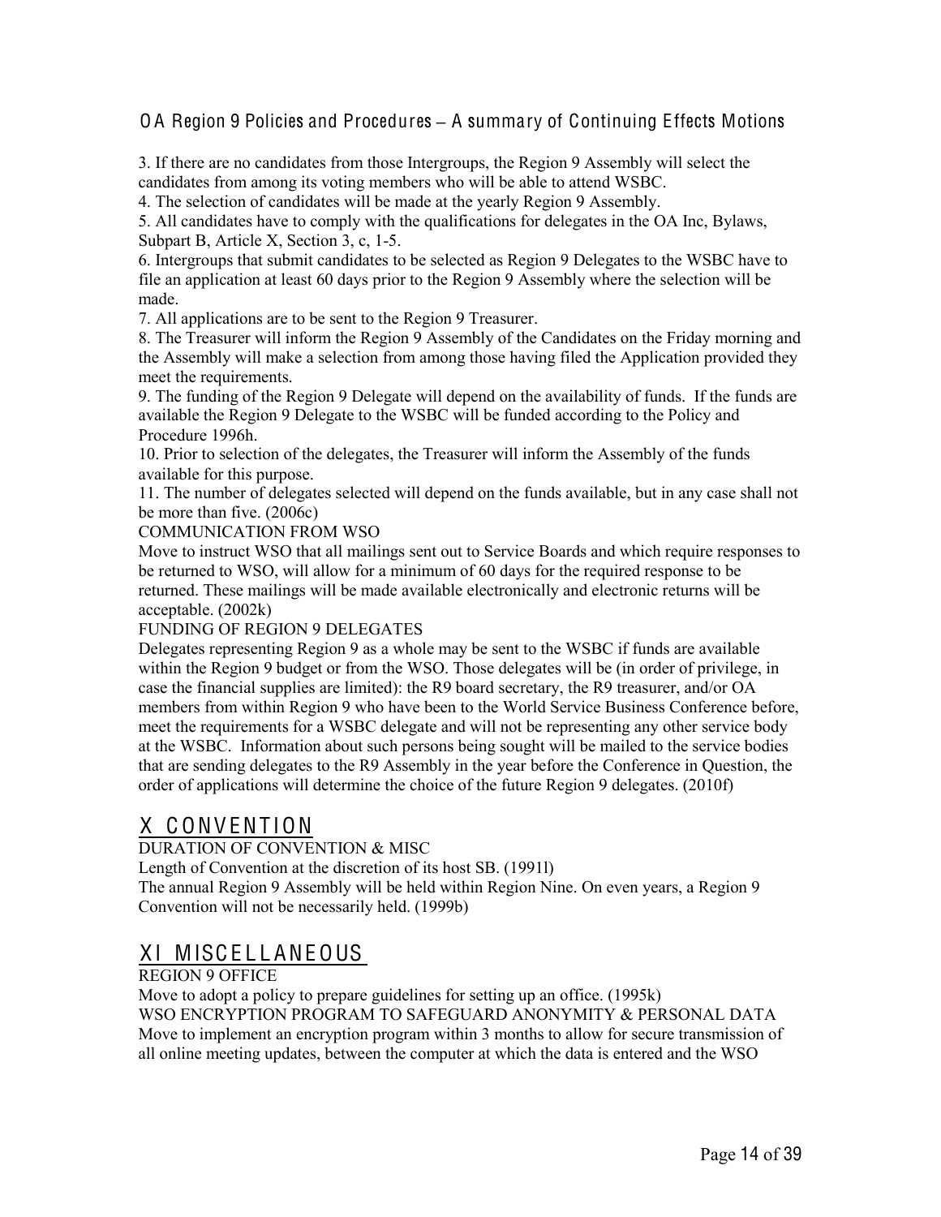3. If there are no candidates from those Intergroups, the Region 9 Assembly will select the candidates from among its voting members who will be able to attend WSBC.

4. The selection of candidates will be made at the yearly Region 9 Assembly.

5. All candidates have to comply with the qualifications for delegates in the OA Inc, Bylaws, Subpart B, Article X, Section 3, c, 1-5.

6. Intergroups that submit candidates to be selected as Region 9 Delegates to the WSBC have to file an application at least 60 days prior to the Region 9 Assembly where the selection will be made.

7. All applications are to be sent to the Region 9 Treasurer.

8. The Treasurer will inform the Region 9 Assembly of the Candidates on the Friday morning and the Assembly will make a selection from among those having filed the Application provided they meet the requirements.

9. The funding of the Region 9 Delegate will depend on the availability of funds. If the funds are available the Region 9 Delegate to the WSBC will be funded according to the Policy and Procedure 1996h.

10. Prior to selection of the delegates, the Treasurer will inform the Assembly of the funds available for this purpose.

11. The number of delegates selected will depend on the funds available, but in any case shall not be more than five. (2006c)

COMMUNICATION FROM WSO

Move to instruct WSO that all mailings sent out to Service Boards and which require responses to be returned to WSO, will allow for a minimum of 60 days for the required response to be returned. These mailings will be made available electronically and electronic returns will be acceptable. (2002k)

FUNDING OF REGION 9 DELEGATES

Delegates representing Region 9 as a whole may be sent to the WSBC if funds are available within the Region 9 budget or from the WSO. Those delegates will be (in order of privilege, in case the financial supplies are limited): the R9 board secretary, the R9 treasurer, and/or OA members from within Region 9 who have been to the World Service Business Conference before, meet the requirements for a WSBC delegate and will not be representing any other service body at the WSBC. Information about such persons being sought will be mailed to the service bodies that are sending delegates to the R9 Assembly in the year before the Conference in Question, the order of applications will determine the choice of the future Region 9 delegates. (2010f)

## X CONVENTION

DURATION OF CONVENTION & MISC

Length of Convention at the discretion of its host SB. (1991l)

The annual Region 9 Assembly will be held within Region Nine. On even years, a Region 9 Convention will not be necessarily held. (1999b)

## XI MISCELLANEOUS

REGION 9 OFFICE

Move to adopt a policy to prepare guidelines for setting up an office. (1995k)

WSO ENCRYPTION PROGRAM TO SAFEGUARD ANONYMITY & PERSONAL DATA

Move to implement an encryption program within 3 months to allow for secure transmission of all online meeting updates, between the computer at which the data is entered and the WSO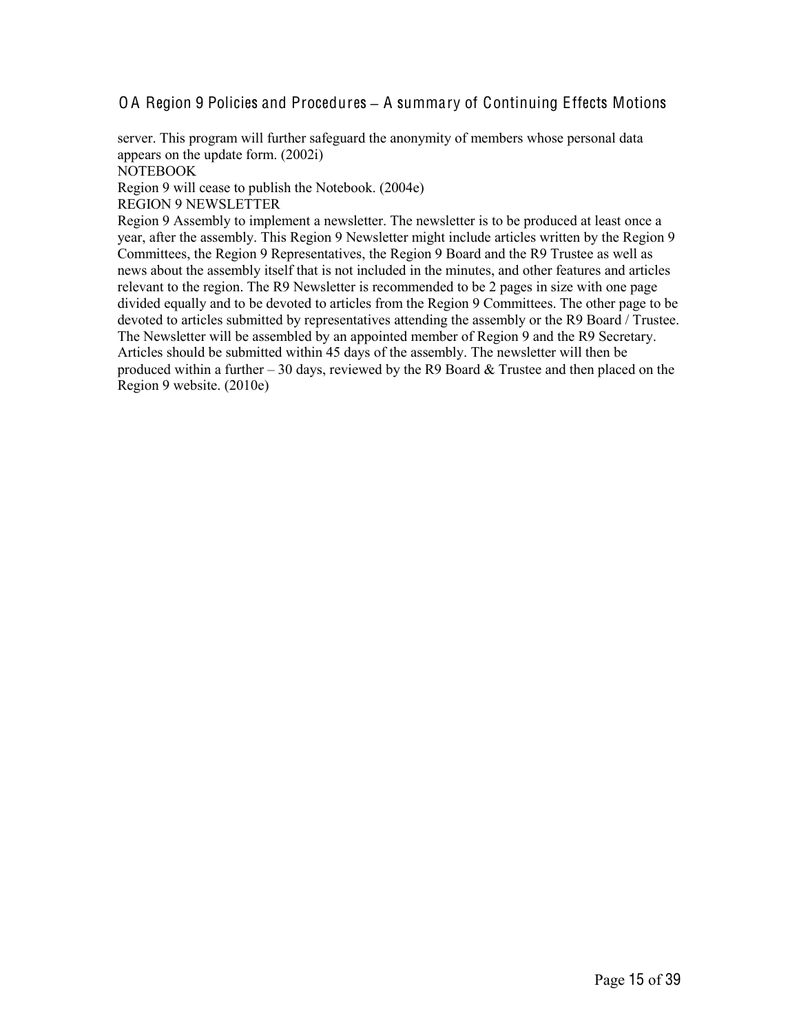server. This program will further safeguard the anonymity of members whose personal data appears on the update form. (2002i)

NOTEBOOK

Region 9 will cease to publish the Notebook. (2004e)

REGION 9 NEWSLETTER

Region 9 Assembly to implement a newsletter. The newsletter is to be produced at least once a year, after the assembly. This Region 9 Newsletter might include articles written by the Region 9 Committees, the Region 9 Representatives, the Region 9 Board and the R9 Trustee as well as news about the assembly itself that is not included in the minutes, and other features and articles relevant to the region. The R9 Newsletter is recommended to be 2 pages in size with one page divided equally and to be devoted to articles from the Region 9 Committees. The other page to be devoted to articles submitted by representatives attending the assembly or the R9 Board / Trustee. The Newsletter will be assembled by an appointed member of Region 9 and the R9 Secretary. Articles should be submitted within 45 days of the assembly. The newsletter will then be produced within a further – 30 days, reviewed by the R9 Board & Trustee and then placed on the Region 9 website. (2010e)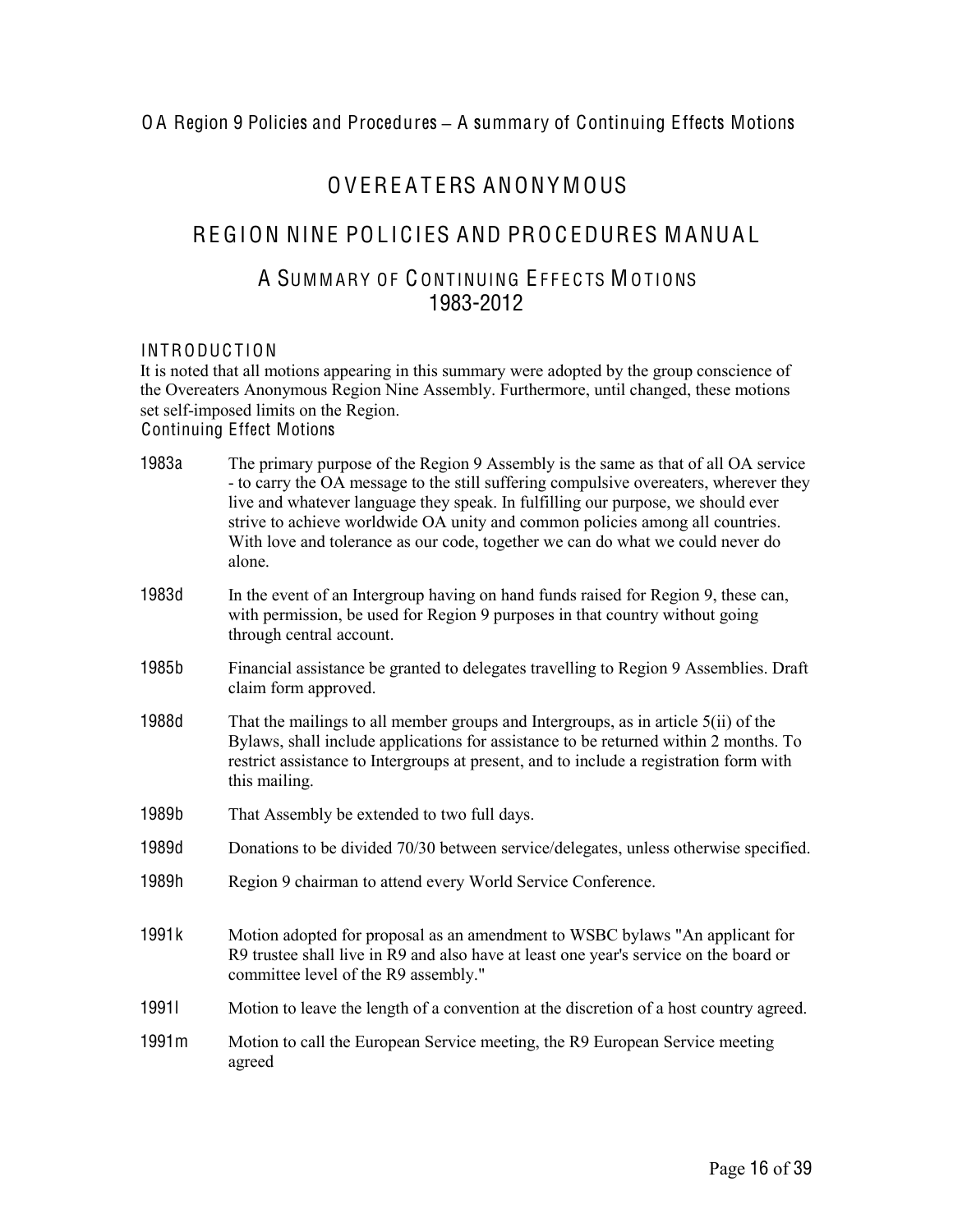# OVEREATERS ANONYMOUS

## REGION NINE POLICIES AND PROCEDURES MANUAL

### A SUMMARY OF CONTINUING EFFECTS MOTIONS 1983-2012

#### INTRODUCTION

It is noted that all motions appearing in this summary were adopted by the group conscience of the Overeaters Anonymous Region Nine Assembly. Furthermore, until changed, these motions set self-imposed limits on the Region.

#### Continuing Effect Motions

| | |
|---|---|
| 1983a | The primary purpose of the Region 9 Assembly is the same as that of all OA service - to carry the OA message to the still suffering compulsive overeaters, wherever they live and whatever language they speak. In fulfilling our purpose, we should ever strive to achieve worldwide OA unity and common policies among all countries. With love and tolerance as our code, together we can do what we could never do alone. |
| 1983d | In the event of an Intergroup having on hand funds raised for Region 9, these can, with permission, be used for Region 9 purposes in that country without going through central account. |
| 1985b | Financial assistance be granted to delegates travelling to Region 9 Assemblies. Draft claim form approved. |
| 1988d | That the mailings to all member groups and Intergroups, as in article 5(ii) of the Bylaws, shall include applications for assistance to be returned within 2 months. To restrict assistance to Intergroups at present, and to include a registration form with this mailing. |
| 1989b | That Assembly be extended to two full days. |
| 1989d | Donations to be divided 70/30 between service/delegates, unless otherwise specified. |
| 1989h | Region 9 chairman to attend every World Service Conference. |
| 1991k | Motion adopted for proposal as an amendment to WSBC bylaws "An applicant for R9 trustee shall live in R9 and also have at least one year's service on the board or committee level of the R9 assembly." |
| 1991l | Motion to leave the length of a convention at the discretion of a host country agreed. |
| 1991m | Motion to call the European Service meeting, the R9 European Service meeting agreed |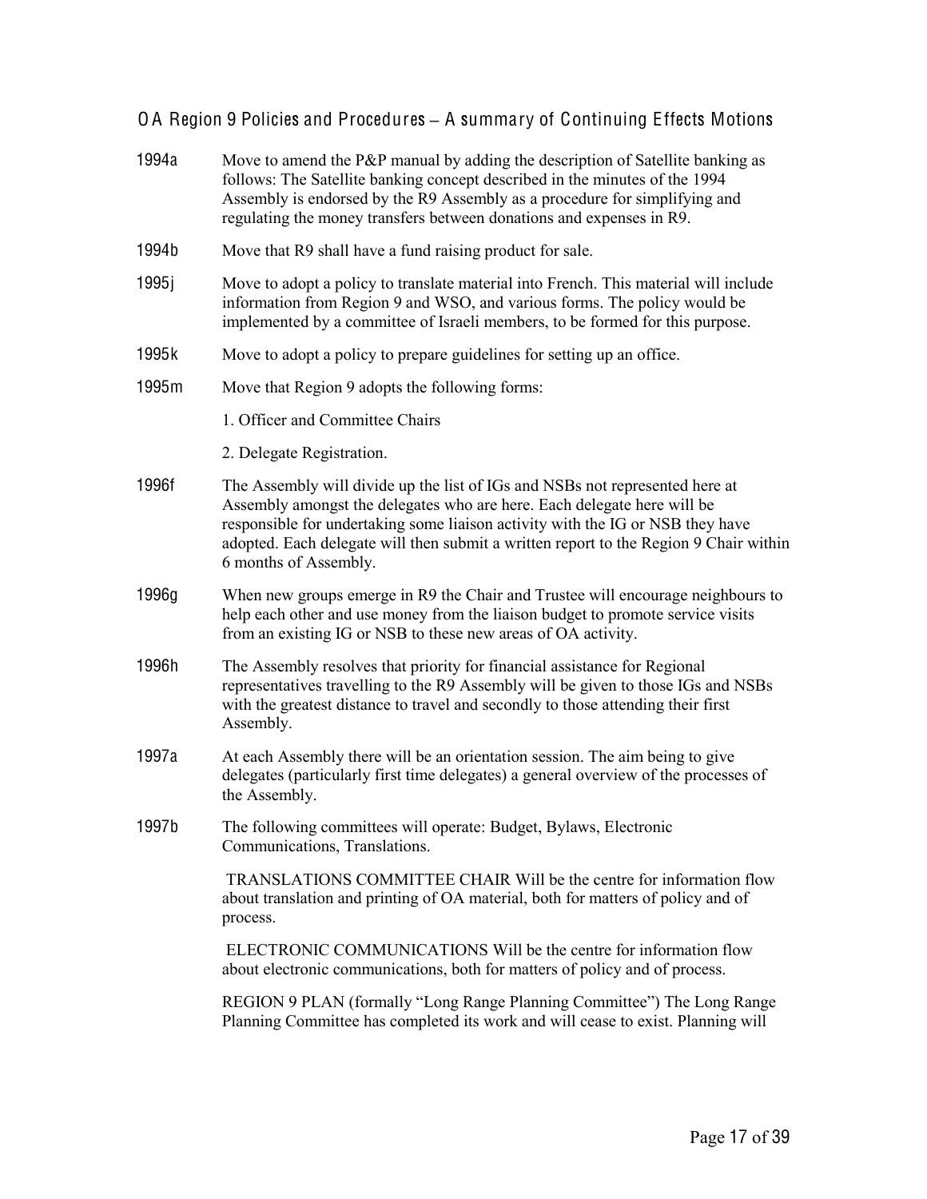## OA Region 9 Policies and Procedures – A summary of Continuing Effects Motions

**1994a** Move to amend the P&P manual by adding the description of Satellite banking as follows: The Satellite banking concept described in the minutes of the 1994 Assembly is endorsed by the R9 Assembly as a procedure for simplifying and regulating the money transfers between donations and expenses in R9.

**1994b** Move that R9 shall have a fund raising product for sale.

**1995j** Move to adopt a policy to translate material into French. This material will include information from Region 9 and WSO, and various forms. The policy would be implemented by a committee of Israeli members, to be formed for this purpose.

**1995k** Move to adopt a policy to prepare guidelines for setting up an office.

**1995m** Move that Region 9 adopts the following forms:

1. Officer and Committee Chairs
2. Delegate Registration.

**1996f** The Assembly will divide up the list of IGs and NSBs not represented here at Assembly amongst the delegates who are here. Each delegate here will be responsible for undertaking some liaison activity with the IG or NSB they have adopted. Each delegate will then submit a written report to the Region 9 Chair within 6 months of Assembly.

**1996g** When new groups emerge in R9 the Chair and Trustee will encourage neighbours to help each other and use money from the liaison budget to promote service visits from an existing IG or NSB to these new areas of OA activity.

**1996h** The Assembly resolves that priority for financial assistance for Regional representatives travelling to the R9 Assembly will be given to those IGs and NSBs with the greatest distance to travel and secondly to those attending their first Assembly.

**1997a** At each Assembly there will be an orientation session. The aim being to give delegates (particularly first time delegates) a general overview of the processes of the Assembly.

**1997b** The following committees will operate: Budget, Bylaws, Electronic Communications, Translations.

TRANSLATIONS COMMITTEE CHAIR Will be the centre for information flow about translation and printing of OA material, both for matters of policy and of process.

ELECTRONIC COMMUNICATIONS Will be the centre for information flow about electronic communications, both for matters of policy and of process.

REGION 9 PLAN (formally "Long Range Planning Committee") The Long Range Planning Committee has completed its work and will cease to exist. Planning will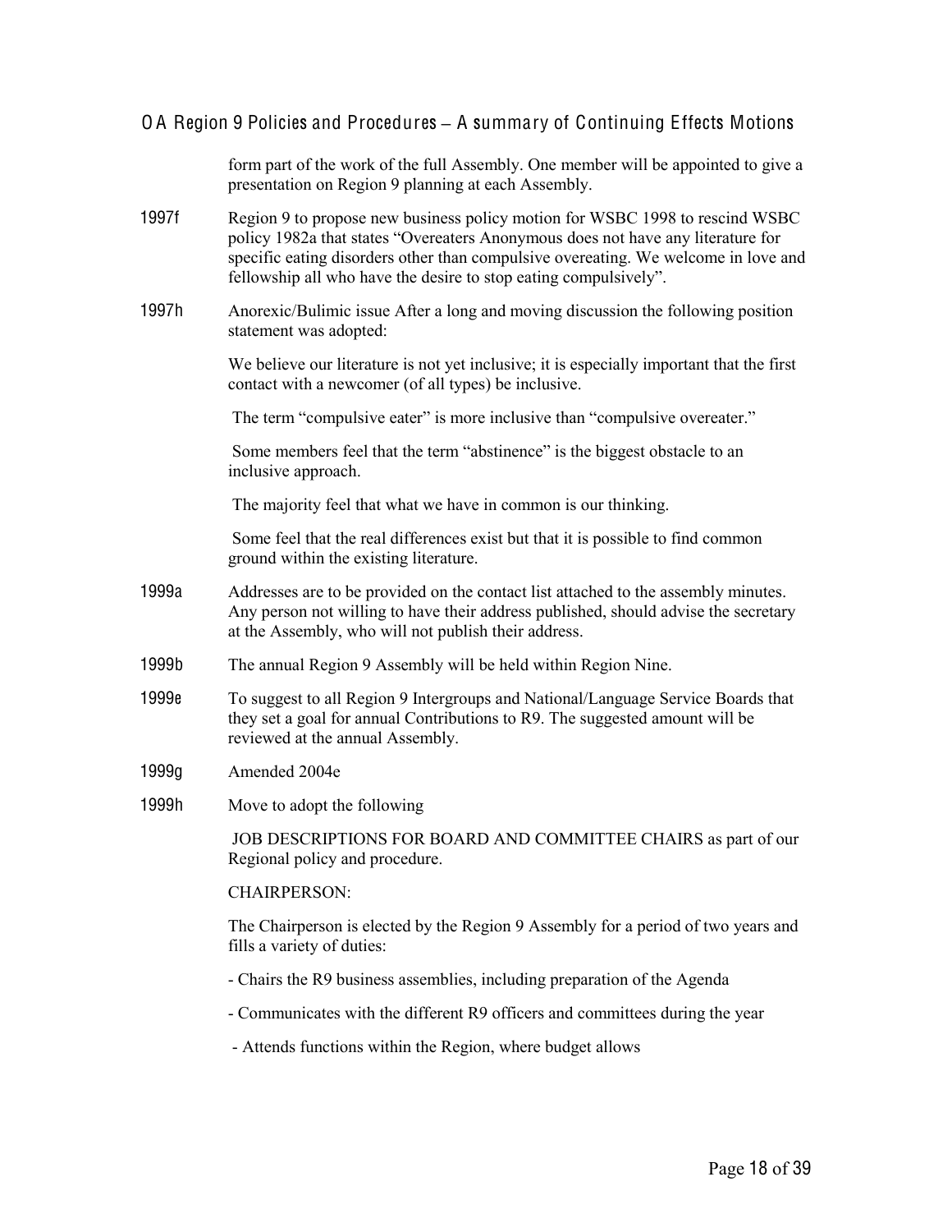form part of the work of the full Assembly. One member will be appointed to give a presentation on Region 9 planning at each Assembly.

**1997f** Region 9 to propose new business policy motion for WSBC 1998 to rescind WSBC policy 1982a that states "Overeaters Anonymous does not have any literature for specific eating disorders other than compulsive overeating. We welcome in love and fellowship all who have the desire to stop eating compulsively".

**1997h** Anorexic/Bulimic issue After a long and moving discussion the following position statement was adopted:

We believe our literature is not yet inclusive; it is especially important that the first contact with a newcomer (of all types) be inclusive.

The term "compulsive eater" is more inclusive than "compulsive overeater."

Some members feel that the term "abstinence" is the biggest obstacle to an inclusive approach.

The majority feel that what we have in common is our thinking.

Some feel that the real differences exist but that it is possible to find common ground within the existing literature.

**1999a** Addresses are to be provided on the contact list attached to the assembly minutes. Any person not willing to have their address published, should advise the secretary at the Assembly, who will not publish their address.

**1999b** The annual Region 9 Assembly will be held within Region Nine.

**1999e** To suggest to all Region 9 Intergroups and National/Language Service Boards that they set a goal for annual Contributions to R9. The suggested amount will be reviewed at the annual Assembly.

**1999g** Amended 2004e

**1999h** Move to adopt the following

JOB DESCRIPTIONS FOR BOARD AND COMMITTEE CHAIRS as part of our Regional policy and procedure.

CHAIRPERSON:

The Chairperson is elected by the Region 9 Assembly for a period of two years and fills a variety of duties:

- Chairs the R9 business assemblies, including preparation of the Agenda
- Communicates with the different R9 officers and committees during the year
- Attends functions within the Region, where budget allows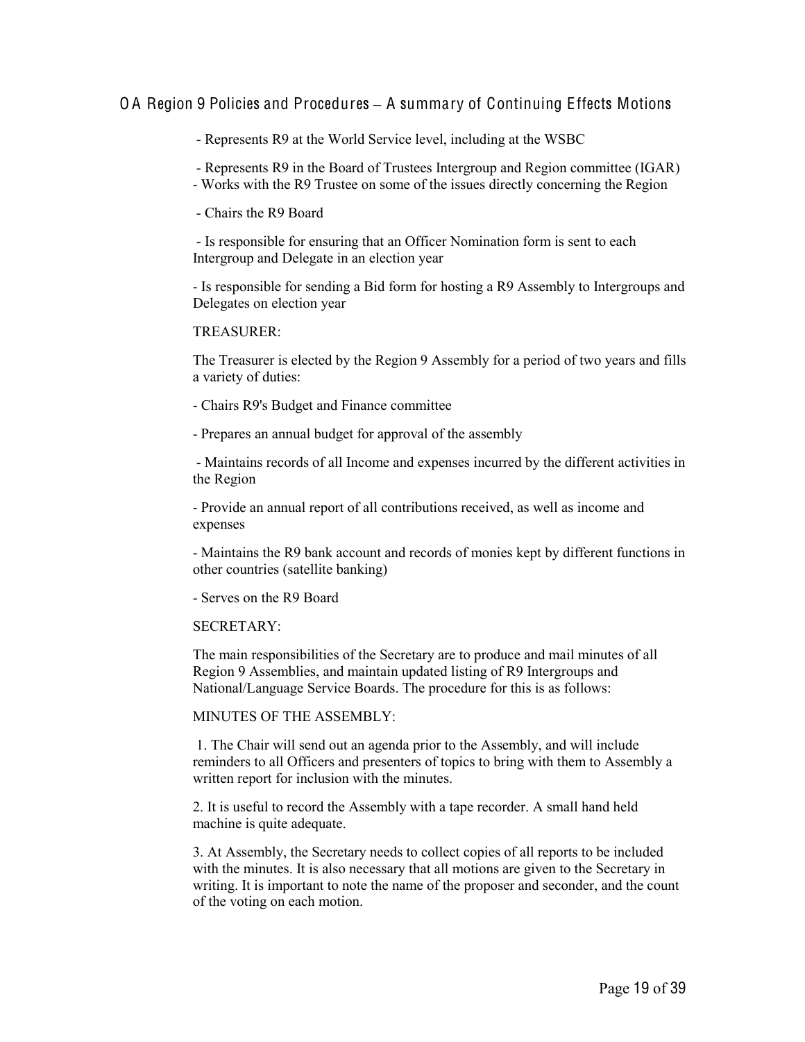- Represents R9 at the World Service level, including at the WSBC

- Represents R9 in the Board of Trustees Intergroup and Region committee (IGAR)
- Works with the R9 Trustee on some of the issues directly concerning the Region

- Chairs the R9 Board

- Is responsible for ensuring that an Officer Nomination form is sent to each Intergroup and Delegate in an election year

- Is responsible for sending a Bid form for hosting a R9 Assembly to Intergroups and Delegates on election year

TREASURER:

The Treasurer is elected by the Region 9 Assembly for a period of two years and fills a variety of duties:

- Chairs R9's Budget and Finance committee

- Prepares an annual budget for approval of the assembly

- Maintains records of all Income and expenses incurred by the different activities in the Region

- Provide an annual report of all contributions received, as well as income and expenses

- Maintains the R9 bank account and records of monies kept by different functions in other countries (satellite banking)

- Serves on the R9 Board

SECRETARY:

The main responsibilities of the Secretary are to produce and mail minutes of all Region 9 Assemblies, and maintain updated listing of R9 Intergroups and National/Language Service Boards. The procedure for this is as follows:

MINUTES OF THE ASSEMBLY:

1. The Chair will send out an agenda prior to the Assembly, and will include reminders to all Officers and presenters of topics to bring with them to Assembly a written report for inclusion with the minutes.

2. It is useful to record the Assembly with a tape recorder. A small hand held machine is quite adequate.

3. At Assembly, the Secretary needs to collect copies of all reports to be included with the minutes. It is also necessary that all motions are given to the Secretary in writing. It is important to note the name of the proposer and seconder, and the count of the voting on each motion.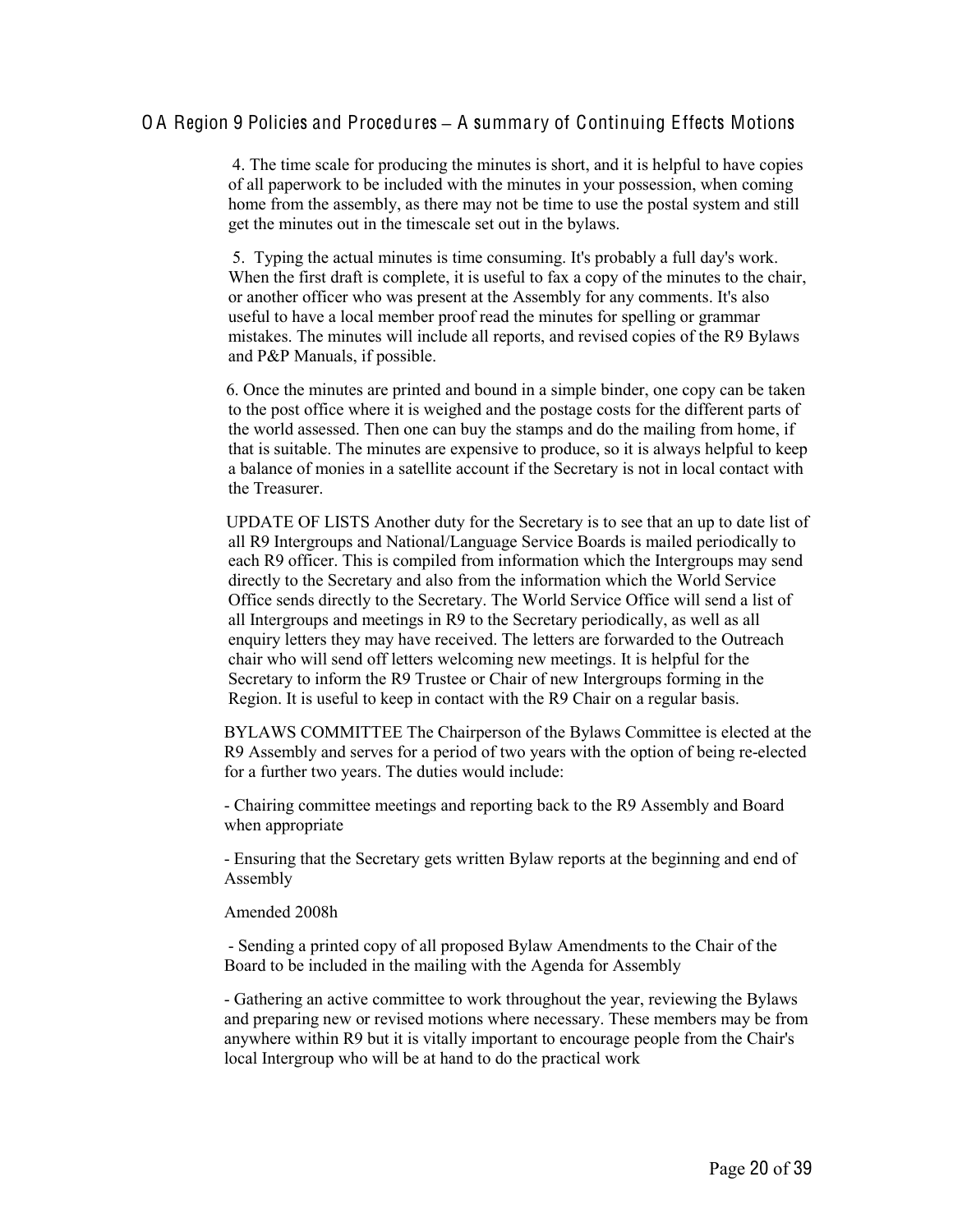4. The time scale for producing the minutes is short, and it is helpful to have copies of all paperwork to be included with the minutes in your possession, when coming home from the assembly, as there may not be time to use the postal system and still get the minutes out in the timescale set out in the bylaws.

5. Typing the actual minutes is time consuming. It's probably a full day's work. When the first draft is complete, it is useful to fax a copy of the minutes to the chair, or another officer who was present at the Assembly for any comments. It's also useful to have a local member proof read the minutes for spelling or grammar mistakes. The minutes will include all reports, and revised copies of the R9 Bylaws and P&P Manuals, if possible.

6. Once the minutes are printed and bound in a simple binder, one copy can be taken to the post office where it is weighed and the postage costs for the different parts of the world assessed. Then one can buy the stamps and do the mailing from home, if that is suitable. The minutes are expensive to produce, so it is always helpful to keep a balance of monies in a satellite account if the Secretary is not in local contact with the Treasurer.

UPDATE OF LISTS Another duty for the Secretary is to see that an up to date list of all R9 Intergroups and National/Language Service Boards is mailed periodically to each R9 officer. This is compiled from information which the Intergroups may send directly to the Secretary and also from the information which the World Service Office sends directly to the Secretary. The World Service Office will send a list of all Intergroups and meetings in R9 to the Secretary periodically, as well as all enquiry letters they may have received. The letters are forwarded to the Outreach chair who will send off letters welcoming new meetings. It is helpful for the Secretary to inform the R9 Trustee or Chair of new Intergroups forming in the Region. It is useful to keep in contact with the R9 Chair on a regular basis.

BYLAWS COMMITTEE The Chairperson of the Bylaws Committee is elected at the R9 Assembly and serves for a period of two years with the option of being re-elected for a further two years. The duties would include:

- Chairing committee meetings and reporting back to the R9 Assembly and Board when appropriate

- Ensuring that the Secretary gets written Bylaw reports at the beginning and end of Assembly

Amended 2008h

- Sending a printed copy of all proposed Bylaw Amendments to the Chair of the Board to be included in the mailing with the Agenda for Assembly

- Gathering an active committee to work throughout the year, reviewing the Bylaws and preparing new or revised motions where necessary. These members may be from anywhere within R9 but it is vitally important to encourage people from the Chair's local Intergroup who will be at hand to do the practical work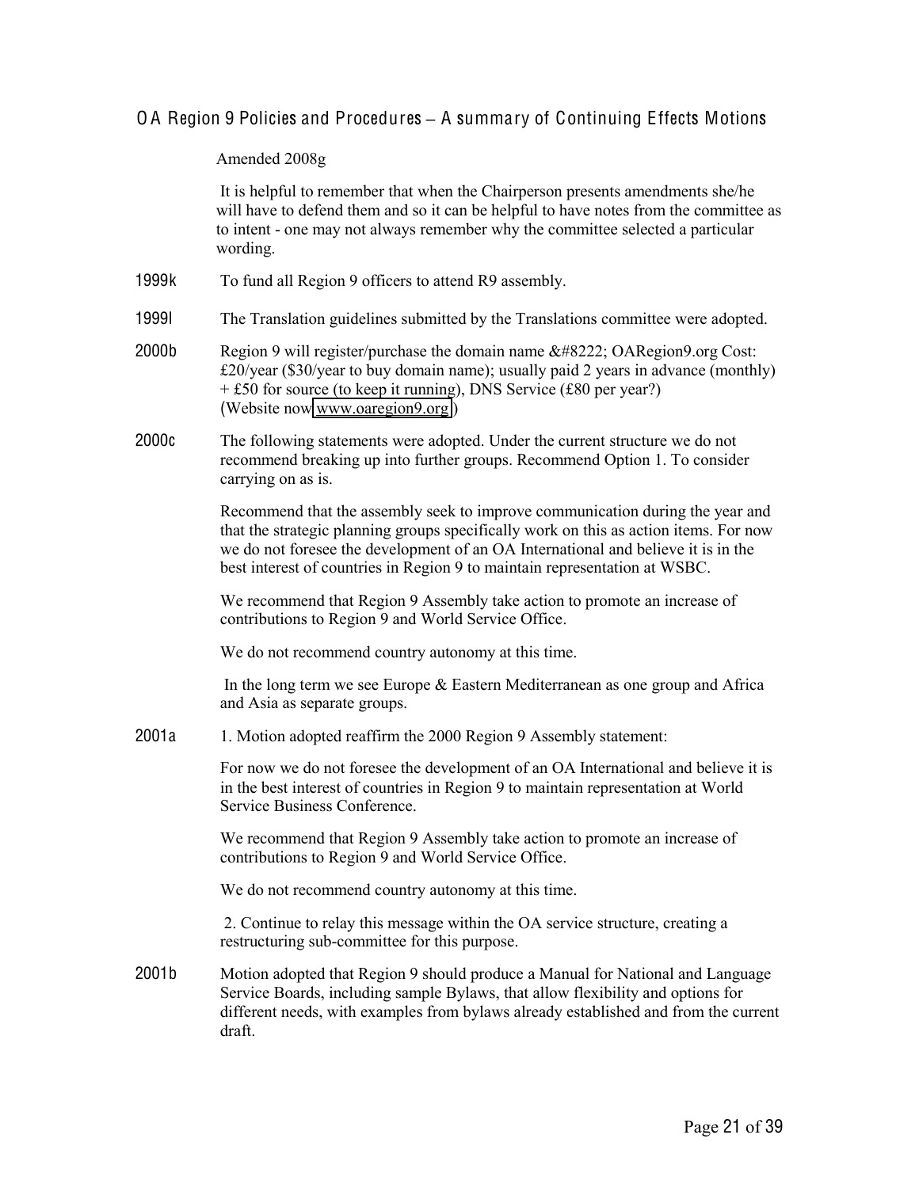## OA Region 9 Policies and Procedures – A summary of Continuing Effects Motions

Amended 2008g

It is helpful to remember that when the Chairperson presents amendments she/he will have to defend them and so it can be helpful to have notes from the committee as to intent - one may not always remember why the committee selected a particular wording.

**1999k** To fund all Region 9 officers to attend R9 assembly.

**1999l** The Translation guidelines submitted by the Translations committee were adopted.

**2000b** Region 9 will register/purchase the domain name &#8222; OARegion9.org Cost: £20/year ($30/year to buy domain name); usually paid 2 years in advance (monthly) + £50 for source (to keep it running), DNS Service (£80 per year?) (Website now www.oaregion9.org )

**2000c** The following statements were adopted. Under the current structure we do not recommend breaking up into further groups. Recommend Option 1. To consider carrying on as is.

Recommend that the assembly seek to improve communication during the year and that the strategic planning groups specifically work on this as action items. For now we do not foresee the development of an OA International and believe it is in the best interest of countries in Region 9 to maintain representation at WSBC.

We recommend that Region 9 Assembly take action to promote an increase of contributions to Region 9 and World Service Office.

We do not recommend country autonomy at this time.

In the long term we see Europe & Eastern Mediterranean as one group and Africa and Asia as separate groups.

**2001a** 1. Motion adopted reaffirm the 2000 Region 9 Assembly statement:

For now we do not foresee the development of an OA International and believe it is in the best interest of countries in Region 9 to maintain representation at World Service Business Conference.

We recommend that Region 9 Assembly take action to promote an increase of contributions to Region 9 and World Service Office.

We do not recommend country autonomy at this time.

2. Continue to relay this message within the OA service structure, creating a restructuring sub-committee for this purpose.

**2001b** Motion adopted that Region 9 should produce a Manual for National and Language Service Boards, including sample Bylaws, that allow flexibility and options for different needs, with examples from bylaws already established and from the current draft.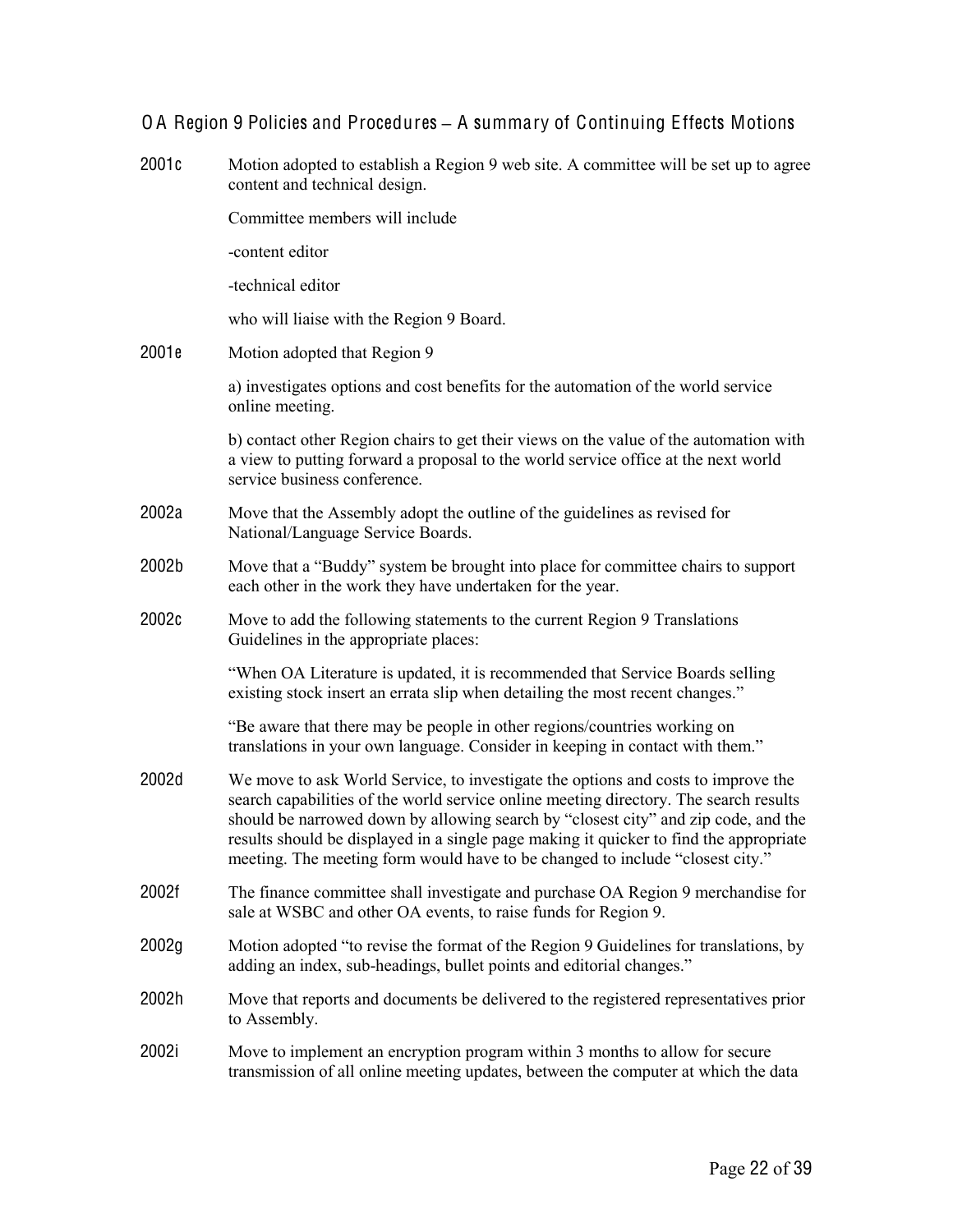## OA Region 9 Policies and Procedures – A summary of Continuing Effects Motions

**2001c** Motion adopted to establish a Region 9 web site. A committee will be set up to agree content and technical design.

Committee members will include

-content editor

-technical editor

who will liaise with the Region 9 Board.

**2001e** Motion adopted that Region 9

a) investigates options and cost benefits for the automation of the world service online meeting.

b) contact other Region chairs to get their views on the value of the automation with a view to putting forward a proposal to the world service office at the next world service business conference.

**2002a** Move that the Assembly adopt the outline of the guidelines as revised for National/Language Service Boards.

**2002b** Move that a "Buddy" system be brought into place for committee chairs to support each other in the work they have undertaken for the year.

**2002c** Move to add the following statements to the current Region 9 Translations Guidelines in the appropriate places:

"When OA Literature is updated, it is recommended that Service Boards selling existing stock insert an errata slip when detailing the most recent changes."

"Be aware that there may be people in other regions/countries working on translations in your own language. Consider in keeping in contact with them."

**2002d** We move to ask World Service, to investigate the options and costs to improve the search capabilities of the world service online meeting directory. The search results should be narrowed down by allowing search by "closest city" and zip code, and the results should be displayed in a single page making it quicker to find the appropriate meeting. The meeting form would have to be changed to include "closest city."

**2002f** The finance committee shall investigate and purchase OA Region 9 merchandise for sale at WSBC and other OA events, to raise funds for Region 9.

**2002g** Motion adopted "to revise the format of the Region 9 Guidelines for translations, by adding an index, sub-headings, bullet points and editorial changes."

**2002h** Move that reports and documents be delivered to the registered representatives prior to Assembly.

**2002i** Move to implement an encryption program within 3 months to allow for secure transmission of all online meeting updates, between the computer at which the data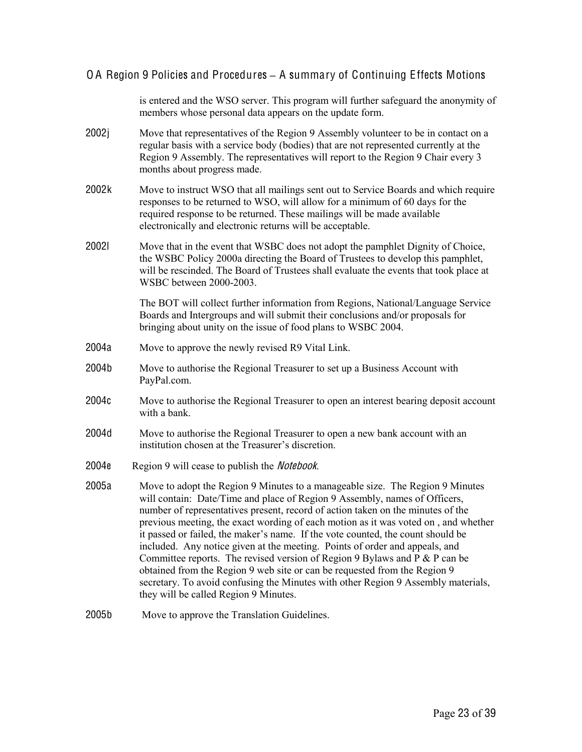is entered and the WSO server. This program will further safeguard the anonymity of members whose personal data appears on the update form.

2002j Move that representatives of the Region 9 Assembly volunteer to be in contact on a regular basis with a service body (bodies) that are not represented currently at the Region 9 Assembly. The representatives will report to the Region 9 Chair every 3 months about progress made.

2002k Move to instruct WSO that all mailings sent out to Service Boards and which require responses to be returned to WSO, will allow for a minimum of 60 days for the required response to be returned. These mailings will be made available electronically and electronic returns will be acceptable.

2002l Move that in the event that WSBC does not adopt the pamphlet Dignity of Choice, the WSBC Policy 2000a directing the Board of Trustees to develop this pamphlet, will be rescinded. The Board of Trustees shall evaluate the events that took place at WSBC between 2000-2003.

The BOT will collect further information from Regions, National/Language Service Boards and Intergroups and will submit their conclusions and/or proposals for bringing about unity on the issue of food plans to WSBC 2004.

2004a Move to approve the newly revised R9 Vital Link.

2004b Move to authorise the Regional Treasurer to set up a Business Account with PayPal.com.

2004c Move to authorise the Regional Treasurer to open an interest bearing deposit account with a bank.

2004d Move to authorise the Regional Treasurer to open a new bank account with an institution chosen at the Treasurer's discretion.

2004e Region 9 will cease to publish the *Notebook*.

2005a Move to adopt the Region 9 Minutes to a manageable size. The Region 9 Minutes will contain: Date/Time and place of Region 9 Assembly, names of Officers, number of representatives present, record of action taken on the minutes of the previous meeting, the exact wording of each motion as it was voted on , and whether it passed or failed, the maker's name. If the vote counted, the count should be included. Any notice given at the meeting. Points of order and appeals, and Committee reports. The revised version of Region 9 Bylaws and P & P can be obtained from the Region 9 web site or can be requested from the Region 9 secretary. To avoid confusing the Minutes with other Region 9 Assembly materials, they will be called Region 9 Minutes.

2005b Move to approve the Translation Guidelines.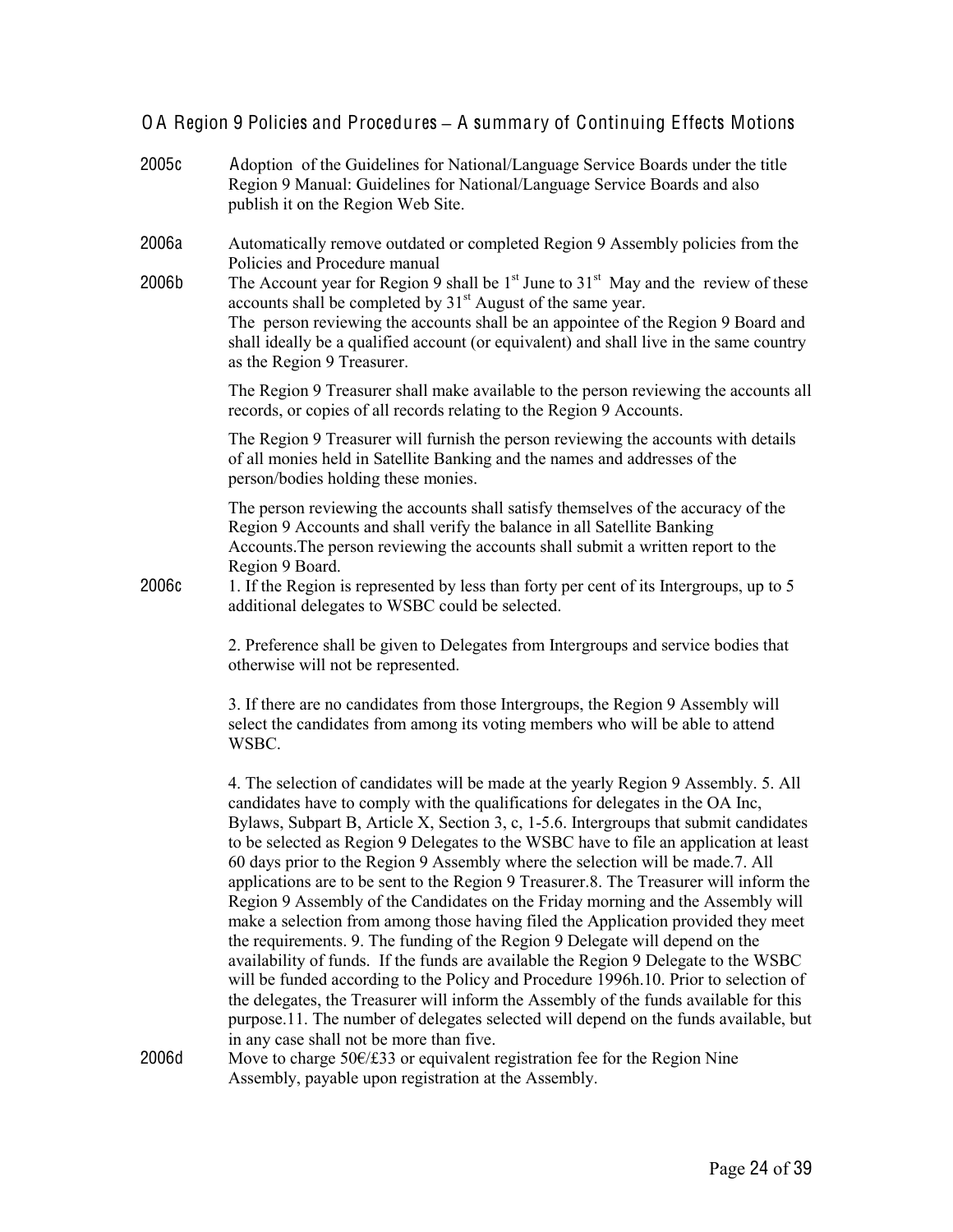## OA Region 9 Policies and Procedures – A summary of Continuing Effects Motions

**2005c** Adoption of the Guidelines for National/Language Service Boards under the title Region 9 Manual: Guidelines for National/Language Service Boards and also publish it on the Region Web Site.

**2006a** Automatically remove outdated or completed Region 9 Assembly policies from the Policies and Procedure manual

**2006b** The Account year for Region 9 shall be 1st June to 31st May and the review of these accounts shall be completed by 31st August of the same year.
The person reviewing the accounts shall be an appointee of the Region 9 Board and shall ideally be a qualified account (or equivalent) and shall live in the same country as the Region 9 Treasurer.

The Region 9 Treasurer shall make available to the person reviewing the accounts all records, or copies of all records relating to the Region 9 Accounts.

The Region 9 Treasurer will furnish the person reviewing the accounts with details of all monies held in Satellite Banking and the names and addresses of the person/bodies holding these monies.

The person reviewing the accounts shall satisfy themselves of the accuracy of the Region 9 Accounts and shall verify the balance in all Satellite Banking Accounts.The person reviewing the accounts shall submit a written report to the Region 9 Board.

**2006c** 1. If the Region is represented by less than forty per cent of its Intergroups, up to 5 additional delegates to WSBC could be selected.

2. Preference shall be given to Delegates from Intergroups and service bodies that otherwise will not be represented.

3. If there are no candidates from those Intergroups, the Region 9 Assembly will select the candidates from among its voting members who will be able to attend WSBC.

4. The selection of candidates will be made at the yearly Region 9 Assembly. 5. All candidates have to comply with the qualifications for delegates in the OA Inc, Bylaws, Subpart B, Article X, Section 3, c, 1-5.6. Intergroups that submit candidates to be selected as Region 9 Delegates to the WSBC have to file an application at least 60 days prior to the Region 9 Assembly where the selection will be made.7. All applications are to be sent to the Region 9 Treasurer.8. The Treasurer will inform the Region 9 Assembly of the Candidates on the Friday morning and the Assembly will make a selection from among those having filed the Application provided they meet the requirements. 9. The funding of the Region 9 Delegate will depend on the availability of funds. If the funds are available the Region 9 Delegate to the WSBC will be funded according to the Policy and Procedure 1996h.10. Prior to selection of the delegates, the Treasurer will inform the Assembly of the funds available for this purpose.11. The number of delegates selected will depend on the funds available, but in any case shall not be more than five.

**2006d** Move to charge 50€/£33 or equivalent registration fee for the Region Nine Assembly, payable upon registration at the Assembly.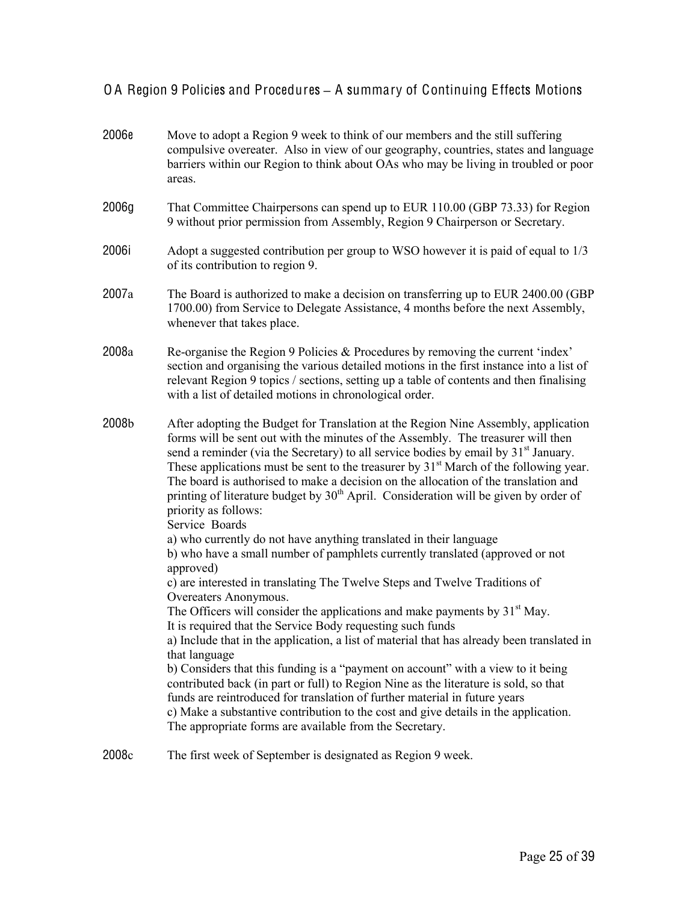OA Region 9 Policies and Procedures – A summary of Continuing Effects Motions

**2006e** Move to adopt a Region 9 week to think of our members and the still suffering compulsive overeater. Also in view of our geography, countries, states and language barriers within our Region to think about OAs who may be living in troubled or poor areas.

**2006g** That Committee Chairpersons can spend up to EUR 110.00 (GBP 73.33) for Region 9 without prior permission from Assembly, Region 9 Chairperson or Secretary.

**2006i** Adopt a suggested contribution per group to WSO however it is paid of equal to 1/3 of its contribution to region 9.

**2007a** The Board is authorized to make a decision on transferring up to EUR 2400.00 (GBP 1700.00) from Service to Delegate Assistance, 4 months before the next Assembly, whenever that takes place.

**2008a** Re-organise the Region 9 Policies & Procedures by removing the current 'index' section and organising the various detailed motions in the first instance into a list of relevant Region 9 topics / sections, setting up a table of contents and then finalising with a list of detailed motions in chronological order.

**2008b** After adopting the Budget for Translation at the Region Nine Assembly, application forms will be sent out with the minutes of the Assembly. The treasurer will then send a reminder (via the Secretary) to all service bodies by email by 31st January. These applications must be sent to the treasurer by 31st March of the following year. The board is authorised to make a decision on the allocation of the translation and printing of literature budget by 30th April. Consideration will be given by order of priority as follows:
Service Boards
a) who currently do not have anything translated in their language
b) who have a small number of pamphlets currently translated (approved or not approved)
c) are interested in translating The Twelve Steps and Twelve Traditions of Overeaters Anonymous.
The Officers will consider the applications and make payments by 31st May.
It is required that the Service Body requesting such funds
a) Include that in the application, a list of material that has already been translated in that language
b) Considers that this funding is a "payment on account" with a view to it being contributed back (in part or full) to Region Nine as the literature is sold, so that funds are reintroduced for translation of further material in future years
c) Make a substantive contribution to the cost and give details in the application.
The appropriate forms are available from the Secretary.

**2008c** The first week of September is designated as Region 9 week.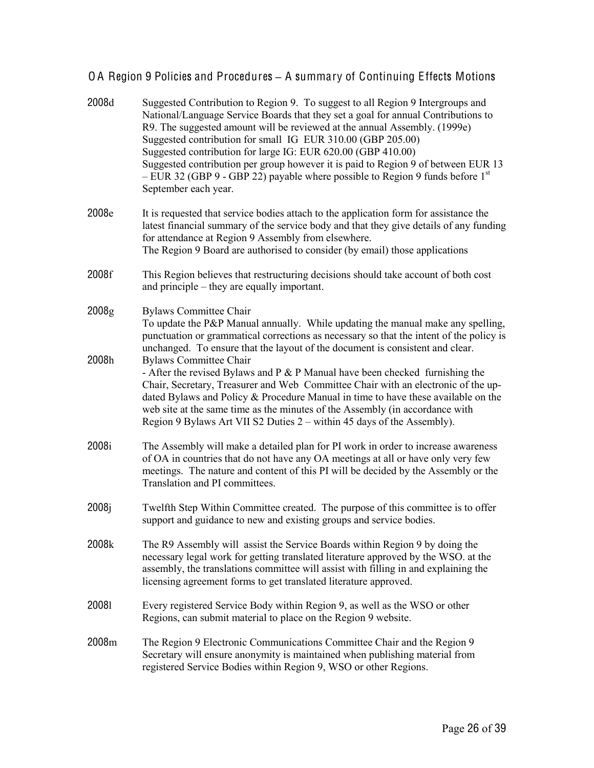# OA Region 9 Policies and Procedures – A summary of Continuing Effects Motions

**2008d** Suggested Contribution to Region 9. To suggest to all Region 9 Intergroups and National/Language Service Boards that they set a goal for annual Contributions to R9. The suggested amount will be reviewed at the annual Assembly. (1999e)
Suggested contribution for small IG EUR 310.00 (GBP 205.00)
Suggested contribution for large IG: EUR 620.00 (GBP 410.00)
Suggested contribution per group however it is paid to Region 9 of between EUR 13 – EUR 32 (GBP 9 - GBP 22) payable where possible to Region 9 funds before 1st September each year.

**2008e** It is requested that service bodies attach to the application form for assistance the latest financial summary of the service body and that they give details of any funding for attendance at Region 9 Assembly from elsewhere.
The Region 9 Board are authorised to consider (by email) those applications

**2008f** This Region believes that restructuring decisions should take account of both cost and principle – they are equally important.

**2008g** Bylaws Committee Chair
To update the P&P Manual annually. While updating the manual make any spelling, punctuation or grammatical corrections as necessary so that the intent of the policy is unchanged. To ensure that the layout of the document is consistent and clear.

**2008h** Bylaws Committee Chair
- After the revised Bylaws and P & P Manual have been checked furnishing the Chair, Secretary, Treasurer and Web Committee Chair with an electronic of the up-dated Bylaws and Policy & Procedure Manual in time to have these available on the web site at the same time as the minutes of the Assembly (in accordance with Region 9 Bylaws Art VII S2 Duties 2 – within 45 days of the Assembly).

**2008i** The Assembly will make a detailed plan for PI work in order to increase awareness of OA in countries that do not have any OA meetings at all or have only very few meetings. The nature and content of this PI will be decided by the Assembly or the Translation and PI committees.

**2008j** Twelfth Step Within Committee created. The purpose of this committee is to offer support and guidance to new and existing groups and service bodies.

**2008k** The R9 Assembly will assist the Service Boards within Region 9 by doing the necessary legal work for getting translated literature approved by the WSO. at the assembly, the translations committee will assist with filling in and explaining the licensing agreement forms to get translated literature approved.

**2008l** Every registered Service Body within Region 9, as well as the WSO or other Regions, can submit material to place on the Region 9 website.

**2008m** The Region 9 Electronic Communications Committee Chair and the Region 9 Secretary will ensure anonymity is maintained when publishing material from registered Service Bodies within Region 9, WSO or other Regions.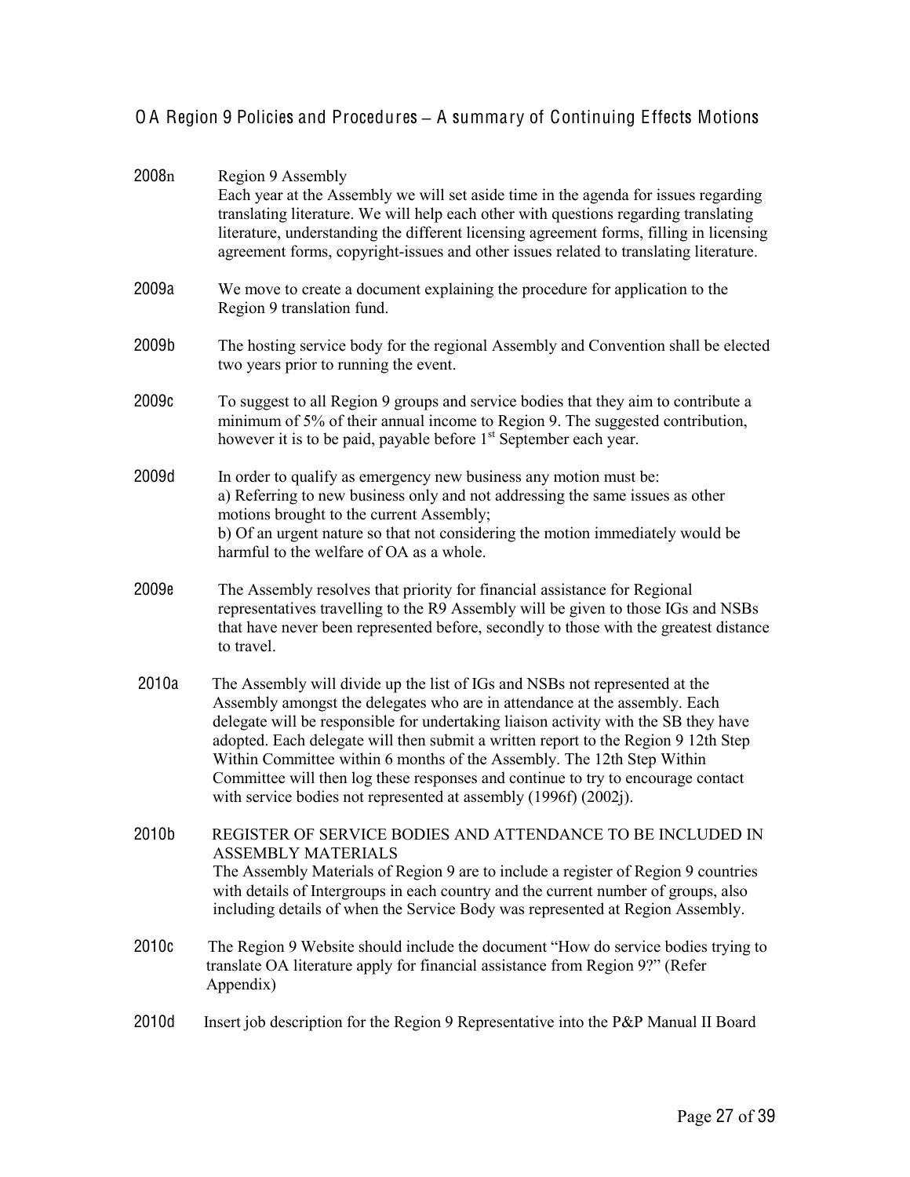## OA Region 9 Policies and Procedures – A summary of Continuing Effects Motions

**2008n** Region 9 Assembly
Each year at the Assembly we will set aside time in the agenda for issues regarding translating literature. We will help each other with questions regarding translating literature, understanding the different licensing agreement forms, filling in licensing agreement forms, copyright-issues and other issues related to translating literature.

**2009a** We move to create a document explaining the procedure for application to the Region 9 translation fund.

**2009b** The hosting service body for the regional Assembly and Convention shall be elected two years prior to running the event.

**2009c** To suggest to all Region 9 groups and service bodies that they aim to contribute a minimum of 5% of their annual income to Region 9. The suggested contribution, however it is to be paid, payable before 1st September each year.

**2009d** In order to qualify as emergency new business any motion must be:
a) Referring to new business only and not addressing the same issues as other motions brought to the current Assembly;
b) Of an urgent nature so that not considering the motion immediately would be harmful to the welfare of OA as a whole.

**2009e** The Assembly resolves that priority for financial assistance for Regional representatives travelling to the R9 Assembly will be given to those IGs and NSBs that have never been represented before, secondly to those with the greatest distance to travel.

**2010a** The Assembly will divide up the list of IGs and NSBs not represented at the Assembly amongst the delegates who are in attendance at the assembly. Each delegate will be responsible for undertaking liaison activity with the SB they have adopted. Each delegate will then submit a written report to the Region 9 12th Step Within Committee within 6 months of the Assembly. The 12th Step Within Committee will then log these responses and continue to try to encourage contact with service bodies not represented at assembly (1996f) (2002j).

**2010b** REGISTER OF SERVICE BODIES AND ATTENDANCE TO BE INCLUDED IN ASSEMBLY MATERIALS
The Assembly Materials of Region 9 are to include a register of Region 9 countries with details of Intergroups in each country and the current number of groups, also including details of when the Service Body was represented at Region Assembly.

**2010c** The Region 9 Website should include the document "How do service bodies trying to translate OA literature apply for financial assistance from Region 9?" (Refer Appendix)

**2010d** Insert job description for the Region 9 Representative into the P&P Manual II Board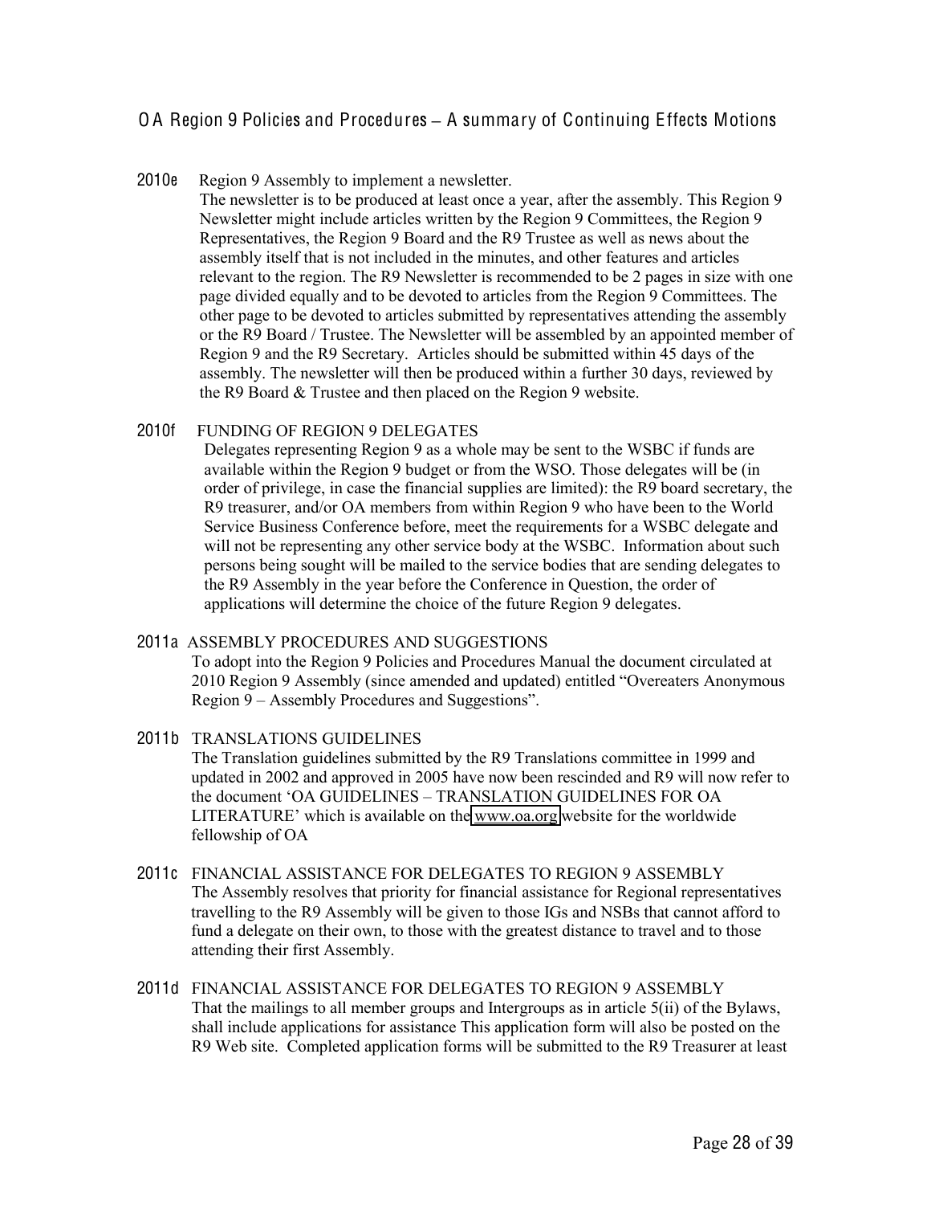# OA Region 9 Policies and Procedures – A summary of Continuing Effects Motions

**2010e** Region 9 Assembly to implement a newsletter.

The newsletter is to be produced at least once a year, after the assembly. This Region 9 Newsletter might include articles written by the Region 9 Committees, the Region 9 Representatives, the Region 9 Board and the R9 Trustee as well as news about the assembly itself that is not included in the minutes, and other features and articles relevant to the region. The R9 Newsletter is recommended to be 2 pages in size with one page divided equally and to be devoted to articles from the Region 9 Committees. The other page to be devoted to articles submitted by representatives attending the assembly or the R9 Board / Trustee. The Newsletter will be assembled by an appointed member of Region 9 and the R9 Secretary. Articles should be submitted within 45 days of the assembly. The newsletter will then be produced within a further 30 days, reviewed by the R9 Board & Trustee and then placed on the Region 9 website.

**2010f** FUNDING OF REGION 9 DELEGATES

Delegates representing Region 9 as a whole may be sent to the WSBC if funds are available within the Region 9 budget or from the WSO. Those delegates will be (in order of privilege, in case the financial supplies are limited): the R9 board secretary, the R9 treasurer, and/or OA members from within Region 9 who have been to the World Service Business Conference before, meet the requirements for a WSBC delegate and will not be representing any other service body at the WSBC. Information about such persons being sought will be mailed to the service bodies that are sending delegates to the R9 Assembly in the year before the Conference in Question, the order of applications will determine the choice of the future Region 9 delegates.

**2011a** ASSEMBLY PROCEDURES AND SUGGESTIONS

To adopt into the Region 9 Policies and Procedures Manual the document circulated at 2010 Region 9 Assembly (since amended and updated) entitled "Overeaters Anonymous Region 9 – Assembly Procedures and Suggestions".

**2011b** TRANSLATIONS GUIDELINES

The Translation guidelines submitted by the R9 Translations committee in 1999 and updated in 2002 and approved in 2005 have now been rescinded and R9 will now refer to the document 'OA GUIDELINES – TRANSLATION GUIDELINES FOR OA LITERATURE' which is available on the www.oa.org website for the worldwide fellowship of OA

**2011c** FINANCIAL ASSISTANCE FOR DELEGATES TO REGION 9 ASSEMBLY

The Assembly resolves that priority for financial assistance for Regional representatives travelling to the R9 Assembly will be given to those IGs and NSBs that cannot afford to fund a delegate on their own, to those with the greatest distance to travel and to those attending their first Assembly.

**2011d** FINANCIAL ASSISTANCE FOR DELEGATES TO REGION 9 ASSEMBLY

That the mailings to all member groups and Intergroups as in article 5(ii) of the Bylaws, shall include applications for assistance This application form will also be posted on the R9 Web site. Completed application forms will be submitted to the R9 Treasurer at least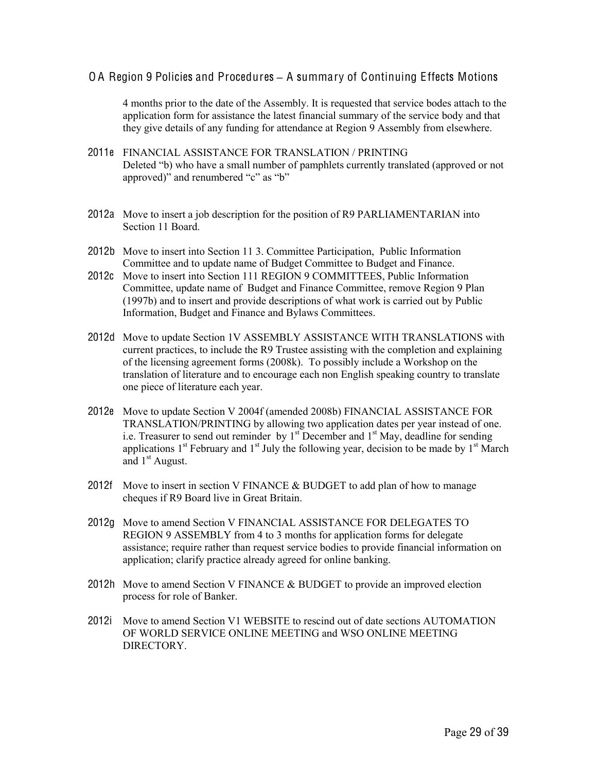4 months prior to the date of the Assembly. It is requested that service bodes attach to the application form for assistance the latest financial summary of the service body and that they give details of any funding for attendance at Region 9 Assembly from elsewhere.

**2011e** FINANCIAL ASSISTANCE FOR TRANSLATION / PRINTING
Deleted "b) who have a small number of pamphlets currently translated (approved or not approved)" and renumbered "c" as "b"

**2012a** Move to insert a job description for the position of R9 PARLIAMENTARIAN into Section 11 Board.

**2012b** Move to insert into Section 11 3. Committee Participation, Public Information Committee and to update name of Budget Committee to Budget and Finance.

**2012c** Move to insert into Section 111 REGION 9 COMMITTEES, Public Information Committee, update name of Budget and Finance Committee, remove Region 9 Plan (1997b) and to insert and provide descriptions of what work is carried out by Public Information, Budget and Finance and Bylaws Committees.

**2012d** Move to update Section 1V ASSEMBLY ASSISTANCE WITH TRANSLATIONS with current practices, to include the R9 Trustee assisting with the completion and explaining of the licensing agreement forms (2008k). To possibly include a Workshop on the translation of literature and to encourage each non English speaking country to translate one piece of literature each year.

**2012e** Move to update Section V 2004f (amended 2008b) FINANCIAL ASSISTANCE FOR TRANSLATION/PRINTING by allowing two application dates per year instead of one. i.e. Treasurer to send out reminder by 1st December and 1st May, deadline for sending applications 1st February and 1st July the following year, decision to be made by 1st March and 1st August.

**2012f** Move to insert in section V FINANCE & BUDGET to add plan of how to manage cheques if R9 Board live in Great Britain.

**2012g** Move to amend Section V FINANCIAL ASSISTANCE FOR DELEGATES TO REGION 9 ASSEMBLY from 4 to 3 months for application forms for delegate assistance; require rather than request service bodies to provide financial information on application; clarify practice already agreed for online banking.

**2012h** Move to amend Section V FINANCE & BUDGET to provide an improved election process for role of Banker.

**2012i** Move to amend Section V1 WEBSITE to rescind out of date sections AUTOMATION OF WORLD SERVICE ONLINE MEETING and WSO ONLINE MEETING DIRECTORY.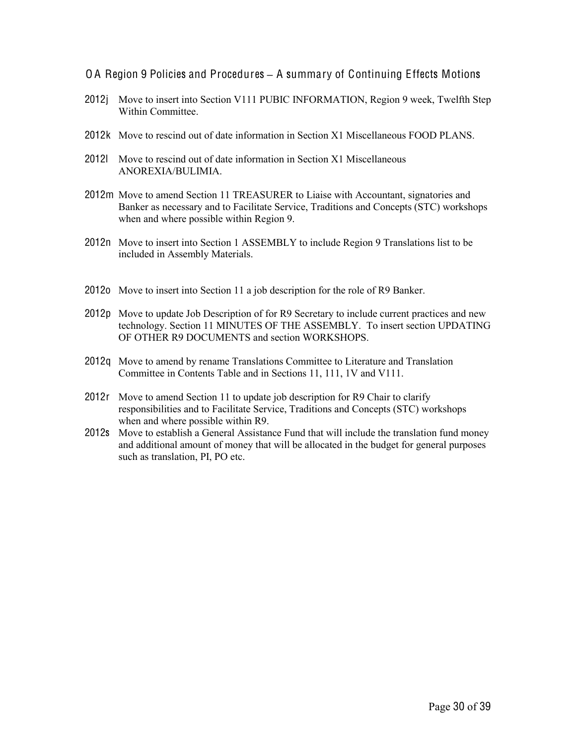# OA Region 9 Policies and Procedures – A summary of Continuing Effects Motions

**2012j** Move to insert into Section V111 PUBIC INFORMATION, Region 9 week, Twelfth Step Within Committee.

**2012k** Move to rescind out of date information in Section X1 Miscellaneous FOOD PLANS.

**2012l** Move to rescind out of date information in Section X1 Miscellaneous ANOREXIA/BULIMIA.

**2012m** Move to amend Section 11 TREASURER to Liaise with Accountant, signatories and Banker as necessary and to Facilitate Service, Traditions and Concepts (STC) workshops when and where possible within Region 9.

**2012n** Move to insert into Section 1 ASSEMBLY to include Region 9 Translations list to be included in Assembly Materials.

**2012o** Move to insert into Section 11 a job description for the role of R9 Banker.

**2012p** Move to update Job Description of for R9 Secretary to include current practices and new technology. Section 11 MINUTES OF THE ASSEMBLY. To insert section UPDATING OF OTHER R9 DOCUMENTS and section WORKSHOPS.

**2012q** Move to amend by rename Translations Committee to Literature and Translation Committee in Contents Table and in Sections 11, 111, 1V and V111.

**2012r** Move to amend Section 11 to update job description for R9 Chair to clarify responsibilities and to Facilitate Service, Traditions and Concepts (STC) workshops when and where possible within R9.

**2012s** Move to establish a General Assistance Fund that will include the translation fund money and additional amount of money that will be allocated in the budget for general purposes such as translation, PI, PO etc.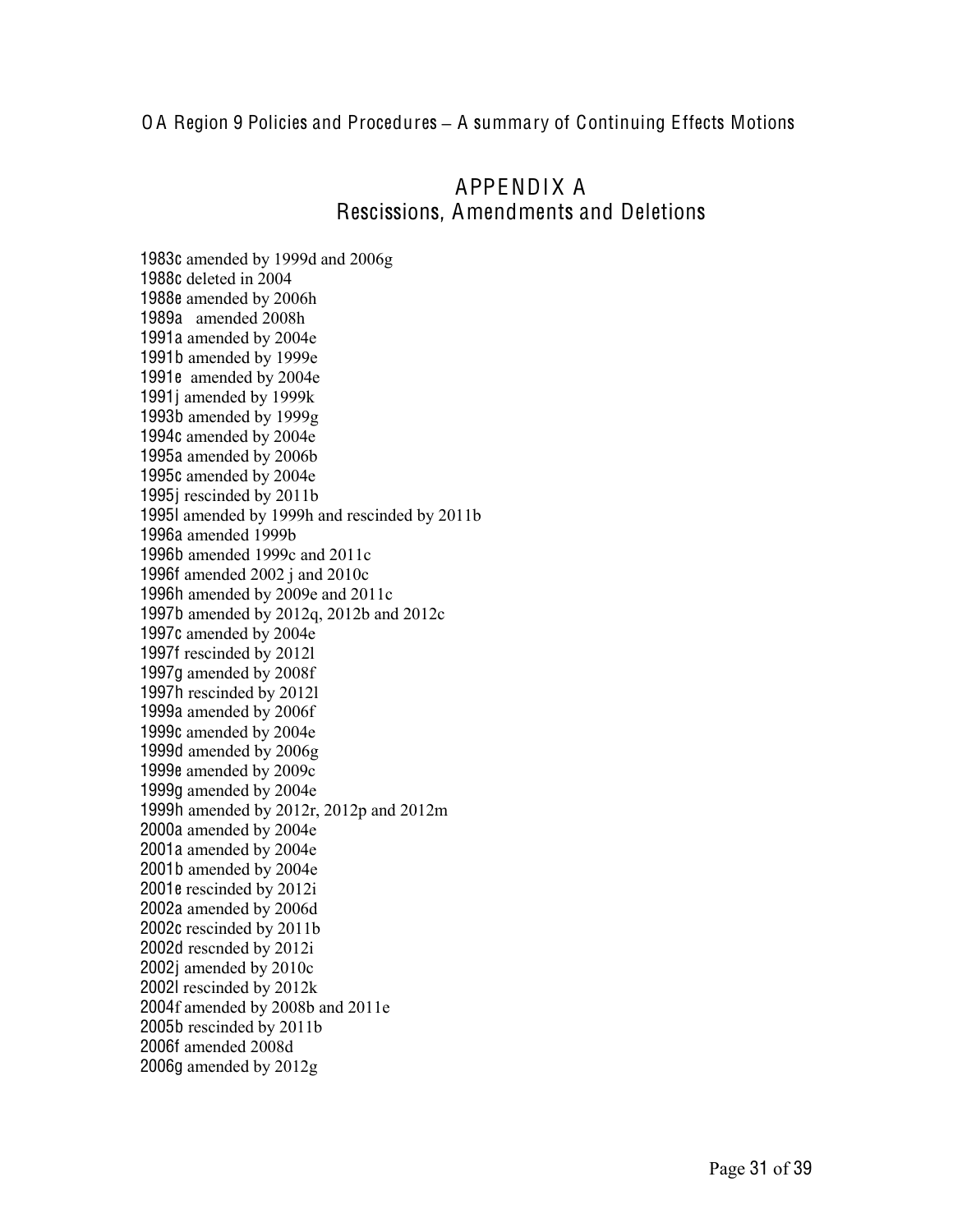OA Region 9 Policies and Procedures – A summary of Continuing Effects Motions

# APPENDIX A
## Rescissions, Amendments and Deletions

1983c amended by 1999d and 2006g
1988c deleted in 2004
1988e amended by 2006h
1989a amended 2008h
1991a amended by 2004e
1991b amended by 1999e
1991e amended by 2004e
1991j amended by 1999k
1993b amended by 1999g
1994c amended by 2004e
1995a amended by 2006b
1995c amended by 2004e
1995j rescinded by 2011b
1995l amended by 1999h and rescinded by 2011b
1996a amended 1999b
1996b amended 1999c and 2011c
1996f amended 2002 j and 2010c
1996h amended by 2009e and 2011c
1997b amended by 2012q, 2012b and 2012c
1997c amended by 2004e
1997f rescinded by 2012l
1997g amended by 2008f
1997h rescinded by 2012l
1999a amended by 2006f
1999c amended by 2004e
1999d amended by 2006g
1999e amended by 2009c
1999g amended by 2004e
1999h amended by 2012r, 2012p and 2012m
2000a amended by 2004e
2001a amended by 2004e
2001b amended by 2004e
2001e rescinded by 2012i
2002a amended by 2006d
2002c rescinded by 2011b
2002d rescnded by 2012i
2002j amended by 2010c
2002l rescinded by 2012k
2004f amended by 2008b and 2011e
2005b rescinded by 2011b
2006f amended 2008d
2006g amended by 2012g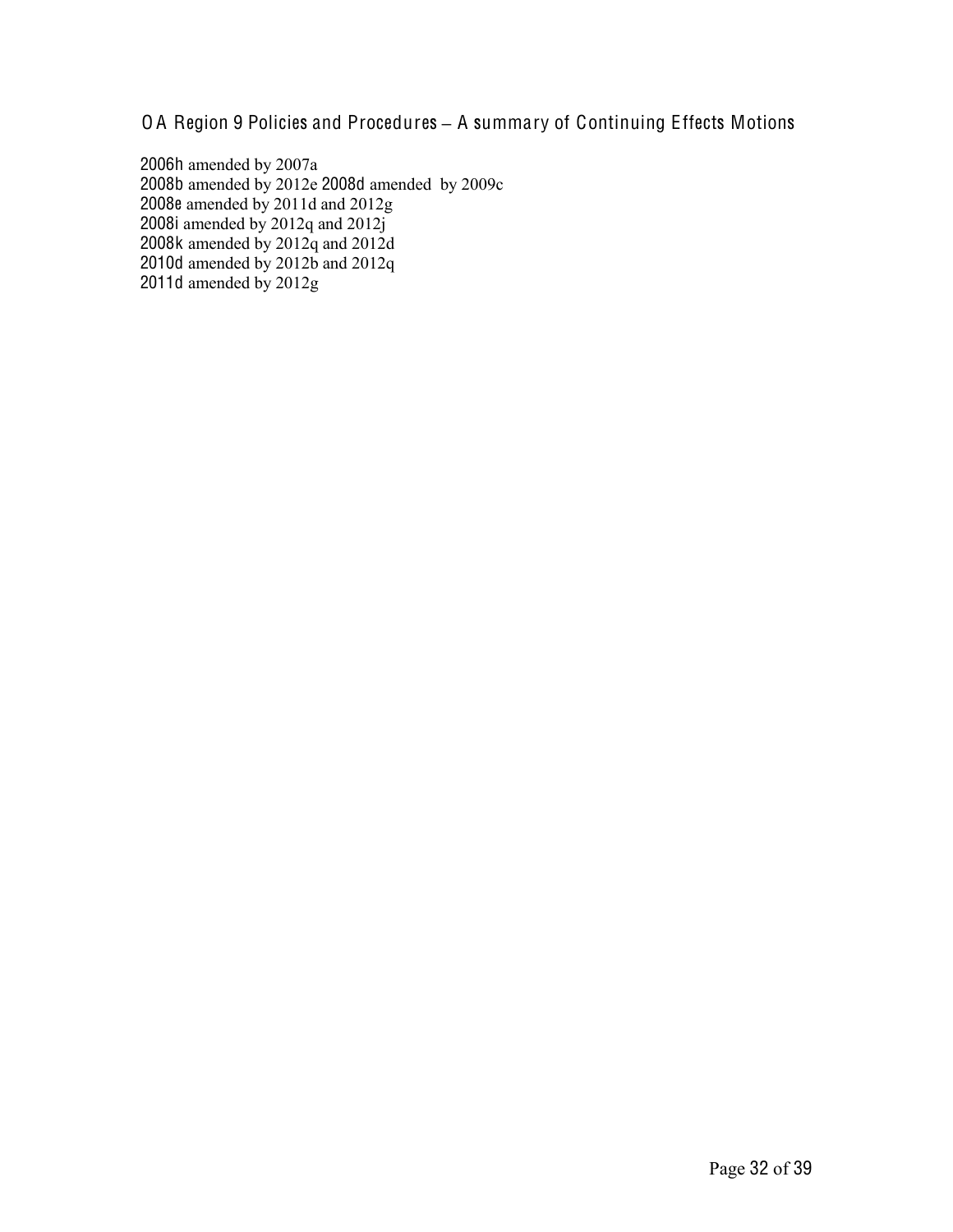OA Region 9 Policies and Procedures – A summary of Continuing Effects Motions

2006h amended by 2007a
2008b amended by 2012e 2008d amended by 2009c
2008e amended by 2011d and 2012g
2008i amended by 2012q and 2012j
2008k amended by 2012q and 2012d
2010d amended by 2012b and 2012q
2011d amended by 2012g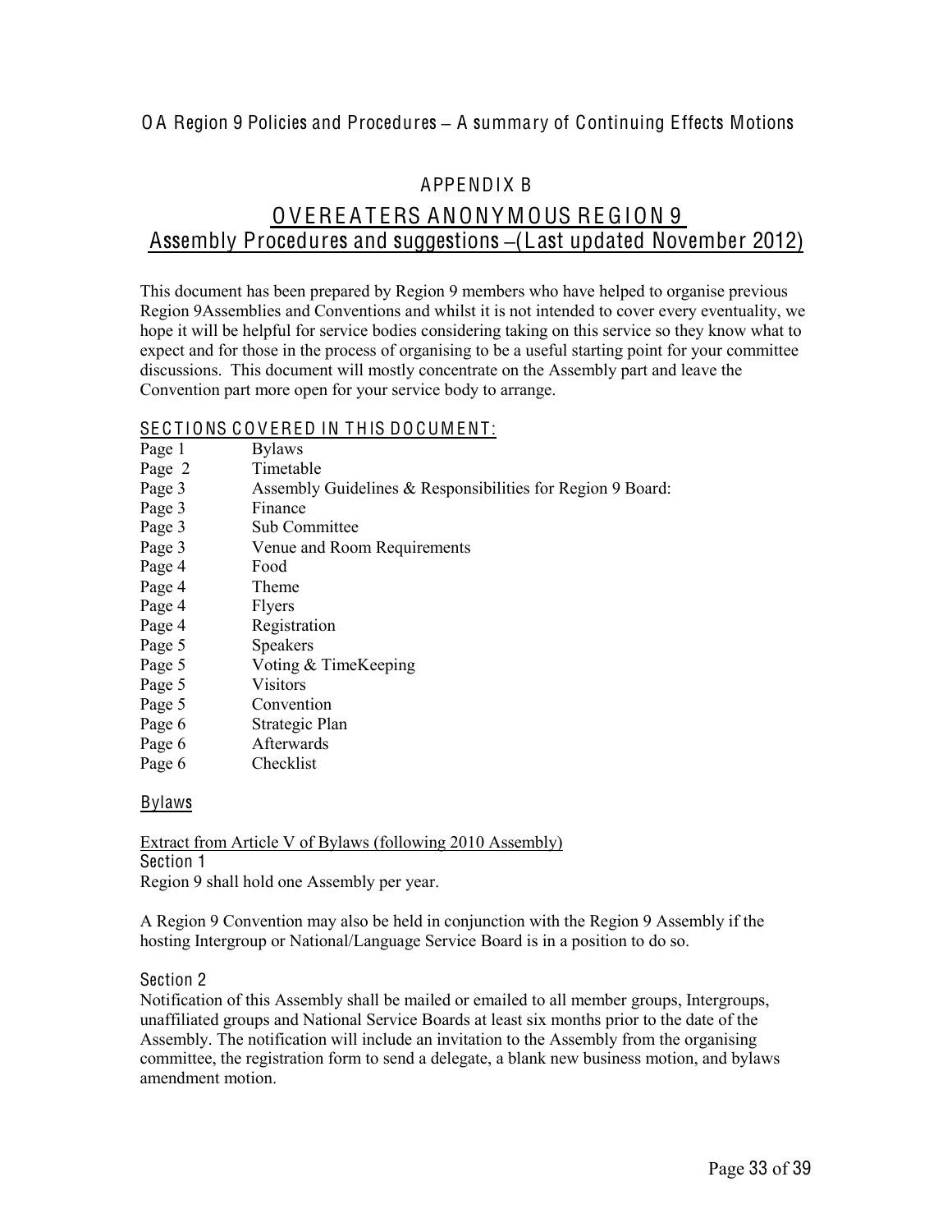OA Region 9 Policies and Procedures – A summary of Continuing Effects Motions

## APPENDIX B

## OVEREATERS ANONYMOUS REGION 9
## Assembly Procedures and suggestions –(Last updated November 2012)

This document has been prepared by Region 9 members who have helped to organise previous Region 9Assemblies and Conventions and whilst it is not intended to cover every eventuality, we hope it will be helpful for service bodies considering taking on this service so they know what to expect and for those in the process of organising to be a useful starting point for your committee discussions. This document will mostly concentrate on the Assembly part and leave the Convention part more open for your service body to arrange.

### SECTIONS COVERED IN THIS DOCUMENT:

| | |
|---|---|
| Page 1 | Bylaws |
| Page 2 | Timetable |
| Page 3 | Assembly Guidelines & Responsibilities for Region 9 Board: |
| Page 3 | Finance |
| Page 3 | Sub Committee |
| Page 3 | Venue and Room Requirements |
| Page 4 | Food |
| Page 4 | Theme |
| Page 4 | Flyers |
| Page 4 | Registration |
| Page 5 | Speakers |
| Page 5 | Voting & TimeKeeping |
| Page 5 | Visitors |
| Page 5 | Convention |
| Page 6 | Strategic Plan |
| Page 6 | Afterwards |
| Page 6 | Checklist |

### Bylaws

Extract from Article V of Bylaws (following 2010 Assembly)

Section 1

Region 9 shall hold one Assembly per year.

A Region 9 Convention may also be held in conjunction with the Region 9 Assembly if the hosting Intergroup or National/Language Service Board is in a position to do so.

Section 2

Notification of this Assembly shall be mailed or emailed to all member groups, Intergroups, unaffiliated groups and National Service Boards at least six months prior to the date of the Assembly. The notification will include an invitation to the Assembly from the organising committee, the registration form to send a delegate, a blank new business motion, and bylaws amendment motion.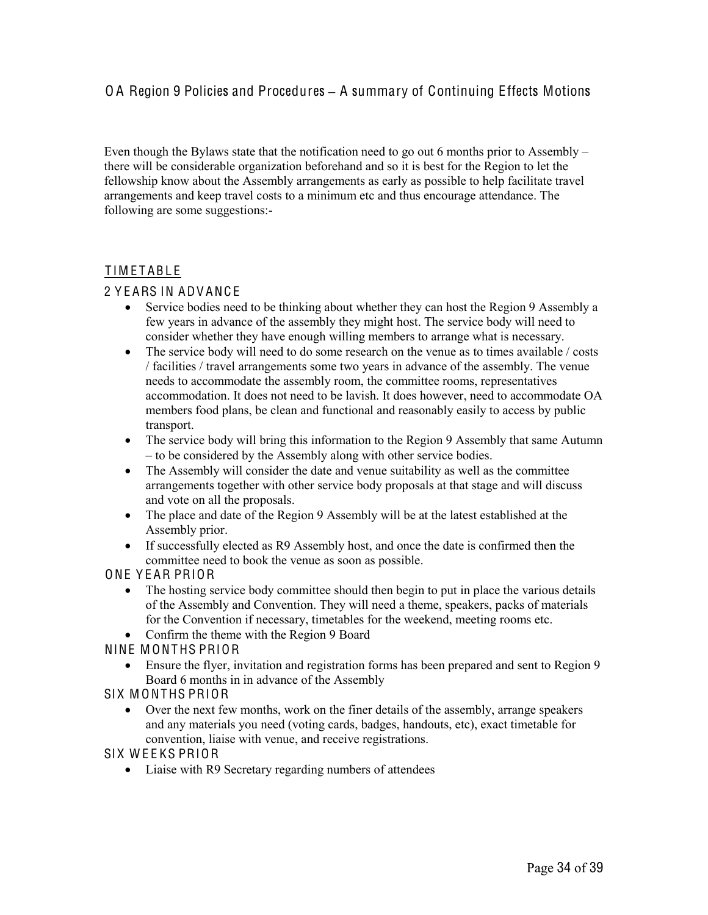Even though the Bylaws state that the notification need to go out 6 months prior to Assembly – there will be considerable organization beforehand and so it is best for the Region to let the fellowship know about the Assembly arrangements as early as possible to help facilitate travel arrangements and keep travel costs to a minimum etc and thus encourage attendance. The following are some suggestions:-

## TIMETABLE

### 2 YEARS IN ADVANCE

- Service bodies need to be thinking about whether they can host the Region 9 Assembly a few years in advance of the assembly they might host. The service body will need to consider whether they have enough willing members to arrange what is necessary.
- The service body will need to do some research on the venue as to times available / costs / facilities / travel arrangements some two years in advance of the assembly. The venue needs to accommodate the assembly room, the committee rooms, representatives accommodation. It does not need to be lavish. It does however, need to accommodate OA members food plans, be clean and functional and reasonably easily to access by public transport.
- The service body will bring this information to the Region 9 Assembly that same Autumn – to be considered by the Assembly along with other service bodies.
- The Assembly will consider the date and venue suitability as well as the committee arrangements together with other service body proposals at that stage and will discuss and vote on all the proposals.
- The place and date of the Region 9 Assembly will be at the latest established at the Assembly prior.
- If successfully elected as R9 Assembly host, and once the date is confirmed then the committee need to book the venue as soon as possible.

### ONE YEAR PRIOR

- The hosting service body committee should then begin to put in place the various details of the Assembly and Convention. They will need a theme, speakers, packs of materials for the Convention if necessary, timetables for the weekend, meeting rooms etc.
- Confirm the theme with the Region 9 Board

### NINE MONTHS PRIOR

- Ensure the flyer, invitation and registration forms has been prepared and sent to Region 9 Board 6 months in in advance of the Assembly

### SIX MONTHS PRIOR

- Over the next few months, work on the finer details of the assembly, arrange speakers and any materials you need (voting cards, badges, handouts, etc), exact timetable for convention, liaise with venue, and receive registrations.

### SIX WEEKS PRIOR

- Liaise with R9 Secretary regarding numbers of attendees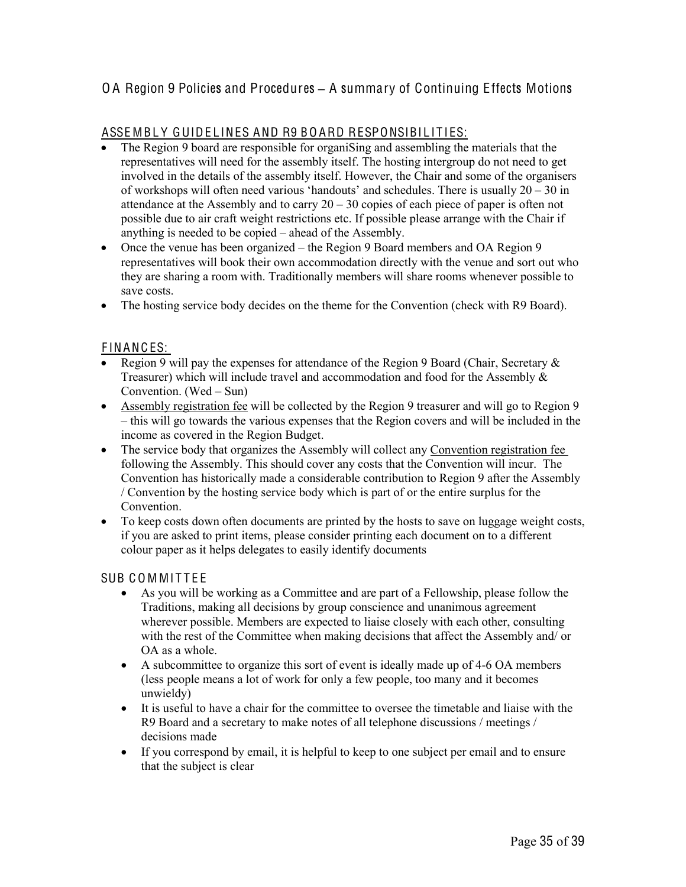## OA Region 9 Policies and Procedures – A summary of Continuing Effects Motions

### ASSEMBLY GUIDELINES AND R9 BOARD RESPONSIBILITIES:

- The Region 9 board are responsible for organiSing and assembling the materials that the representatives will need for the assembly itself. The hosting intergroup do not need to get involved in the details of the assembly itself. However, the Chair and some of the organisers of workshops will often need various 'handouts' and schedules. There is usually 20 – 30 in attendance at the Assembly and to carry 20 – 30 copies of each piece of paper is often not possible due to air craft weight restrictions etc. If possible please arrange with the Chair if anything is needed to be copied – ahead of the Assembly.
- Once the venue has been organized – the Region 9 Board members and OA Region 9 representatives will book their own accommodation directly with the venue and sort out who they are sharing a room with. Traditionally members will share rooms whenever possible to save costs.
- The hosting service body decides on the theme for the Convention (check with R9 Board).

### FINANCES:

- Region 9 will pay the expenses for attendance of the Region 9 Board (Chair, Secretary & Treasurer) which will include travel and accommodation and food for the Assembly & Convention. (Wed – Sun)
- Assembly registration fee will be collected by the Region 9 treasurer and will go to Region 9 – this will go towards the various expenses that the Region covers and will be included in the income as covered in the Region Budget.
- The service body that organizes the Assembly will collect any Convention registration fee following the Assembly. This should cover any costs that the Convention will incur. The Convention has historically made a considerable contribution to Region 9 after the Assembly / Convention by the hosting service body which is part of or the entire surplus for the Convention.
- To keep costs down often documents are printed by the hosts to save on luggage weight costs, if you are asked to print items, please consider printing each document on to a different colour paper as it helps delegates to easily identify documents

### SUB COMMITTEE

- As you will be working as a Committee and are part of a Fellowship, please follow the Traditions, making all decisions by group conscience and unanimous agreement wherever possible. Members are expected to liaise closely with each other, consulting with the rest of the Committee when making decisions that affect the Assembly and/ or OA as a whole.
- A subcommittee to organize this sort of event is ideally made up of 4-6 OA members (less people means a lot of work for only a few people, too many and it becomes unwieldy)
- It is useful to have a chair for the committee to oversee the timetable and liaise with the R9 Board and a secretary to make notes of all telephone discussions / meetings / decisions made
- If you correspond by email, it is helpful to keep to one subject per email and to ensure that the subject is clear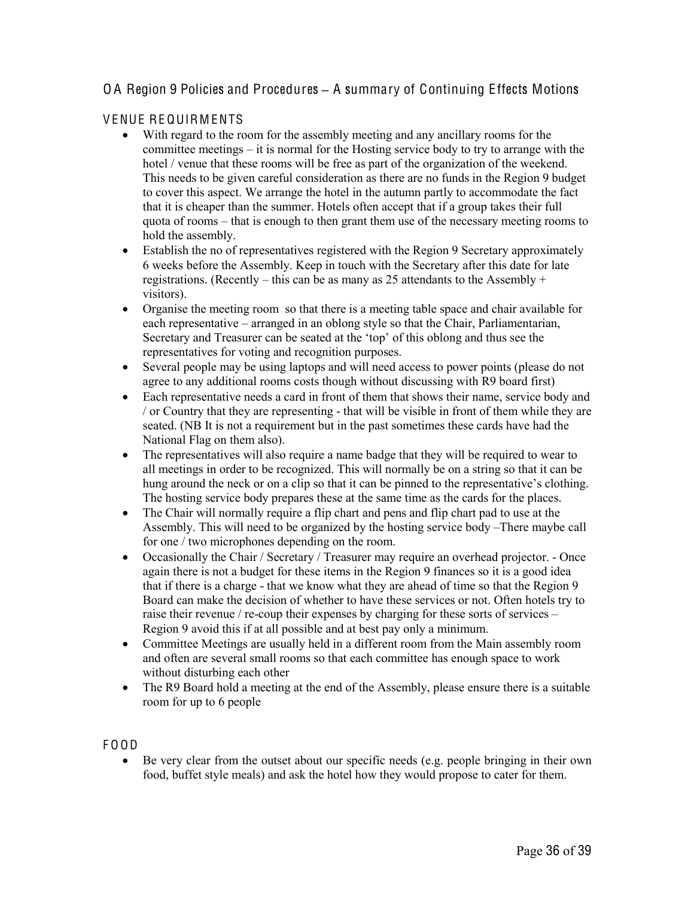## OA Region 9 Policies and Procedures – A summary of Continuing Effects Motions

### VENUE REQUIRMENTS

- With regard to the room for the assembly meeting and any ancillary rooms for the committee meetings – it is normal for the Hosting service body to try to arrange with the hotel / venue that these rooms will be free as part of the organization of the weekend. This needs to be given careful consideration as there are no funds in the Region 9 budget to cover this aspect. We arrange the hotel in the autumn partly to accommodate the fact that it is cheaper than the summer. Hotels often accept that if a group takes their full quota of rooms – that is enough to then grant them use of the necessary meeting rooms to hold the assembly.
- Establish the no of representatives registered with the Region 9 Secretary approximately 6 weeks before the Assembly. Keep in touch with the Secretary after this date for late registrations. (Recently – this can be as many as 25 attendants to the Assembly + visitors).
- Organise the meeting room so that there is a meeting table space and chair available for each representative – arranged in an oblong style so that the Chair, Parliamentarian, Secretary and Treasurer can be seated at the 'top' of this oblong and thus see the representatives for voting and recognition purposes.
- Several people may be using laptops and will need access to power points (please do not agree to any additional rooms costs though without discussing with R9 board first)
- Each representative needs a card in front of them that shows their name, service body and / or Country that they are representing - that will be visible in front of them while they are seated. (NB It is not a requirement but in the past sometimes these cards have had the National Flag on them also).
- The representatives will also require a name badge that they will be required to wear to all meetings in order to be recognized. This will normally be on a string so that it can be hung around the neck or on a clip so that it can be pinned to the representative's clothing. The hosting service body prepares these at the same time as the cards for the places.
- The Chair will normally require a flip chart and pens and flip chart pad to use at the Assembly. This will need to be organized by the hosting service body –There maybe call for one / two microphones depending on the room.
- Occasionally the Chair / Secretary / Treasurer may require an overhead projector. - Once again there is not a budget for these items in the Region 9 finances so it is a good idea that if there is a charge - that we know what they are ahead of time so that the Region 9 Board can make the decision of whether to have these services or not. Often hotels try to raise their revenue / re-coup their expenses by charging for these sorts of services – Region 9 avoid this if at all possible and at best pay only a minimum.
- Committee Meetings are usually held in a different room from the Main assembly room and often are several small rooms so that each committee has enough space to work without disturbing each other
- The R9 Board hold a meeting at the end of the Assembly, please ensure there is a suitable room for up to 6 people

### FOOD

- Be very clear from the outset about our specific needs (e.g. people bringing in their own food, buffet style meals) and ask the hotel how they would propose to cater for them.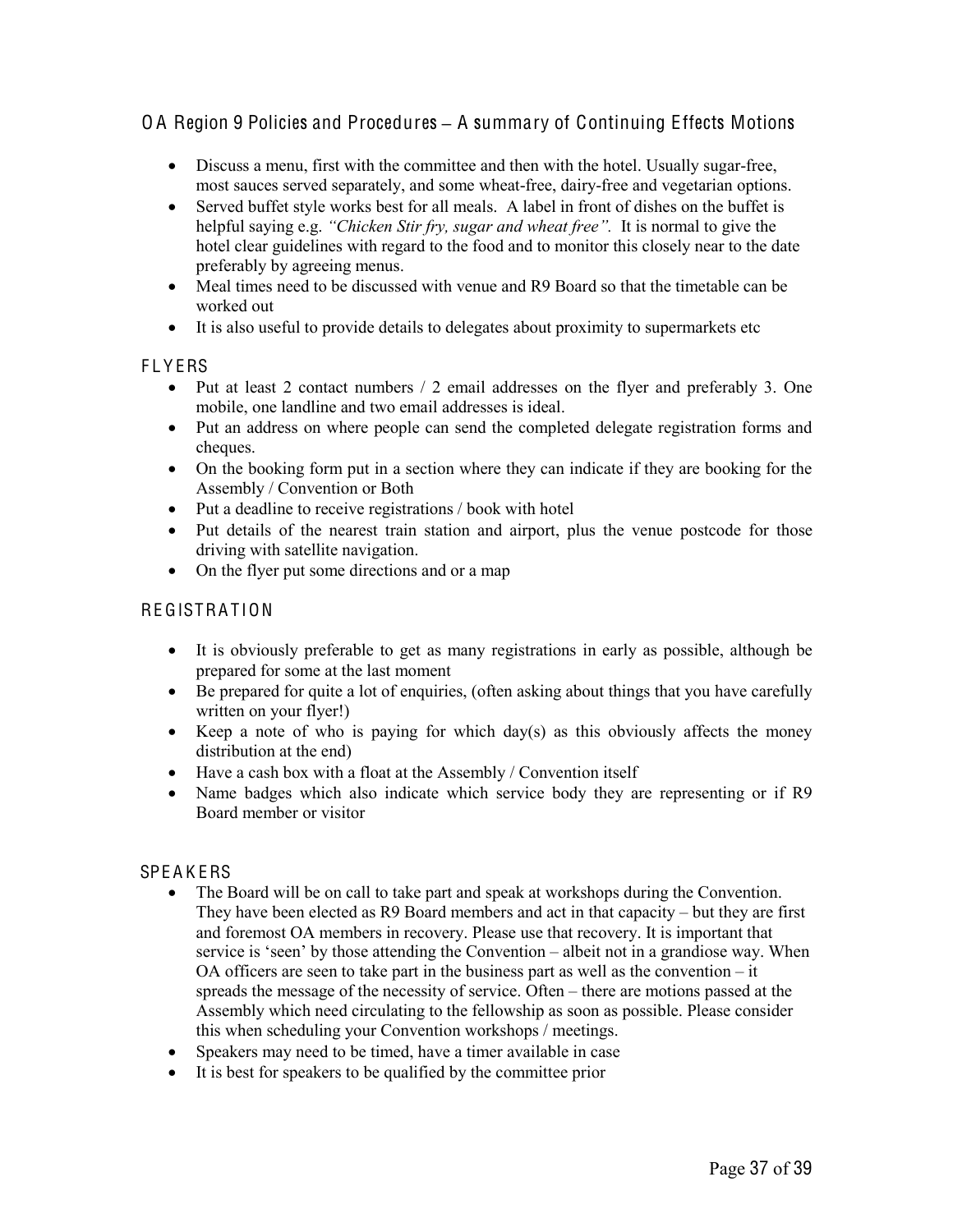## OA Region 9 Policies and Procedures – A summary of Continuing Effects Motions

- Discuss a menu, first with the committee and then with the hotel. Usually sugar-free, most sauces served separately, and some wheat-free, dairy-free and vegetarian options.
- Served buffet style works best for all meals. A label in front of dishes on the buffet is helpful saying e.g. *"Chicken Stir fry, sugar and wheat free".* It is normal to give the hotel clear guidelines with regard to the food and to monitor this closely near to the date preferably by agreeing menus.
- Meal times need to be discussed with venue and R9 Board so that the timetable can be worked out
- It is also useful to provide details to delegates about proximity to supermarkets etc

### FLYERS

- Put at least 2 contact numbers / 2 email addresses on the flyer and preferably 3. One mobile, one landline and two email addresses is ideal.
- Put an address on where people can send the completed delegate registration forms and cheques.
- On the booking form put in a section where they can indicate if they are booking for the Assembly / Convention or Both
- Put a deadline to receive registrations / book with hotel
- Put details of the nearest train station and airport, plus the venue postcode for those driving with satellite navigation.
- On the flyer put some directions and or a map

### REGISTRATION

- It is obviously preferable to get as many registrations in early as possible, although be prepared for some at the last moment
- Be prepared for quite a lot of enquiries, (often asking about things that you have carefully written on your flyer!)
- Keep a note of who is paying for which day(s) as this obviously affects the money distribution at the end)
- Have a cash box with a float at the Assembly / Convention itself
- Name badges which also indicate which service body they are representing or if R9 Board member or visitor

### SPEAKERS

- The Board will be on call to take part and speak at workshops during the Convention. They have been elected as R9 Board members and act in that capacity – but they are first and foremost OA members in recovery. Please use that recovery. It is important that service is 'seen' by those attending the Convention – albeit not in a grandiose way. When OA officers are seen to take part in the business part as well as the convention – it spreads the message of the necessity of service. Often – there are motions passed at the Assembly which need circulating to the fellowship as soon as possible. Please consider this when scheduling your Convention workshops / meetings.
- Speakers may need to be timed, have a timer available in case
- It is best for speakers to be qualified by the committee prior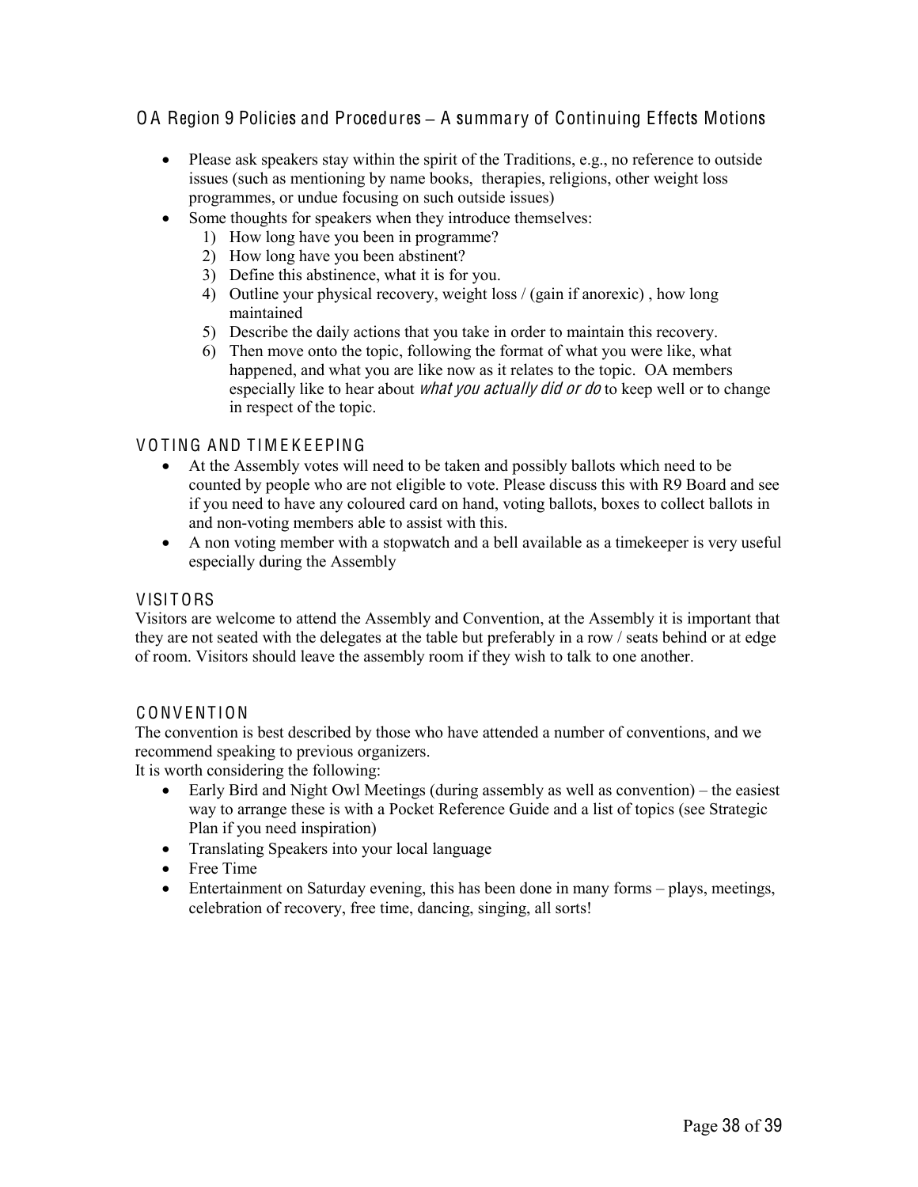## OA Region 9 Policies and Procedures – A summary of Continuing Effects Motions

- Please ask speakers stay within the spirit of the Traditions, e.g., no reference to outside issues (such as mentioning by name books, therapies, religions, other weight loss programmes, or undue focusing on such outside issues)
- Some thoughts for speakers when they introduce themselves:
  1) How long have you been in programme?
  2) How long have you been abstinent?
  3) Define this abstinence, what it is for you.
  4) Outline your physical recovery, weight loss / (gain if anorexic) , how long maintained
  5) Describe the daily actions that you take in order to maintain this recovery.
  6) Then move onto the topic, following the format of what you were like, what happened, and what you are like now as it relates to the topic. OA members especially like to hear about *what you actually did or do* to keep well or to change in respect of the topic.

### VOTING AND TIMEKEEPING

- At the Assembly votes will need to be taken and possibly ballots which need to be counted by people who are not eligible to vote. Please discuss this with R9 Board and see if you need to have any coloured card on hand, voting ballots, boxes to collect ballots in and non-voting members able to assist with this.
- A non voting member with a stopwatch and a bell available as a timekeeper is very useful especially during the Assembly

### VISITORS

Visitors are welcome to attend the Assembly and Convention, at the Assembly it is important that they are not seated with the delegates at the table but preferably in a row / seats behind or at edge of room. Visitors should leave the assembly room if they wish to talk to one another.

### CONVENTION

The convention is best described by those who have attended a number of conventions, and we recommend speaking to previous organizers.
It is worth considering the following:

- Early Bird and Night Owl Meetings (during assembly as well as convention) – the easiest way to arrange these is with a Pocket Reference Guide and a list of topics (see Strategic Plan if you need inspiration)
- Translating Speakers into your local language
- Free Time
- Entertainment on Saturday evening, this has been done in many forms – plays, meetings, celebration of recovery, free time, dancing, singing, all sorts!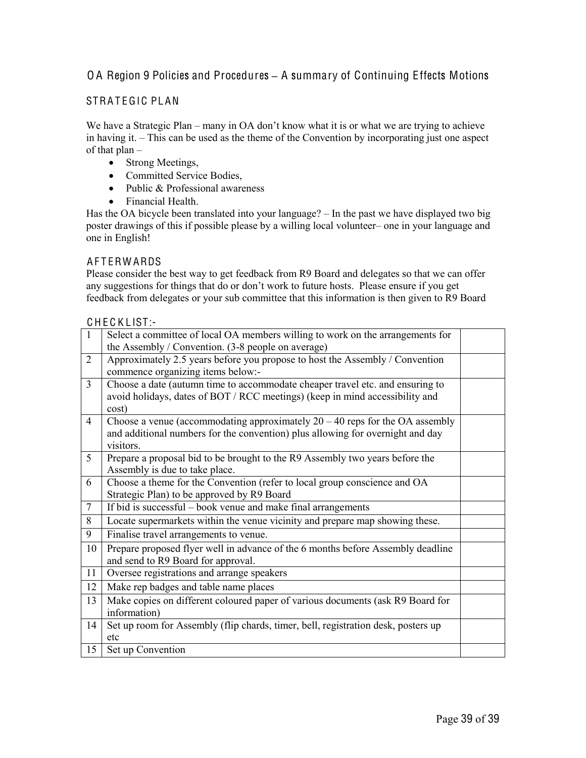## OA Region 9 Policies and Procedures – A summary of Continuing Effects Motions

### STRATEGIC PLAN

We have a Strategic Plan – many in OA don't know what it is or what we are trying to achieve in having it. – This can be used as the theme of the Convention by incorporating just one aspect of that plan –

- Strong Meetings,
- Committed Service Bodies,
- Public & Professional awareness
- Financial Health.

Has the OA bicycle been translated into your language? – In the past we have displayed two big poster drawings of this if possible please by a willing local volunteer– one in your language and one in English!

### AFTERWARDS

Please consider the best way to get feedback from R9 Board and delegates so that we can offer any suggestions for things that do or don't work to future hosts. Please ensure if you get feedback from delegates or your sub committee that this information is then given to R9 Board

### CHECKLIST:-

| | | |
|---|---|---|
| 1 | Select a committee of local OA members willing to work on the arrangements for the Assembly / Convention. (3-8 people on average) | |
| 2 | Approximately 2.5 years before you propose to host the Assembly / Convention commence organizing items below:- | |
| 3 | Choose a date (autumn time to accommodate cheaper travel etc. and ensuring to avoid holidays, dates of BOT / RCC meetings) (keep in mind accessibility and cost) | |
| 4 | Choose a venue (accommodating approximately 20 – 40 reps for the OA assembly and additional numbers for the convention) plus allowing for overnight and day visitors. | |
| 5 | Prepare a proposal bid to be brought to the R9 Assembly two years before the Assembly is due to take place. | |
| 6 | Choose a theme for the Convention (refer to local group conscience and OA Strategic Plan) to be approved by R9 Board | |
| 7 | If bid is successful – book venue and make final arrangements | |
| 8 | Locate supermarkets within the venue vicinity and prepare map showing these. | |
| 9 | Finalise travel arrangements to venue. | |
| 10 | Prepare proposed flyer well in advance of the 6 months before Assembly deadline and send to R9 Board for approval. | |
| 11 | Oversee registrations and arrange speakers | |
| 12 | Make rep badges and table name places | |
| 13 | Make copies on different coloured paper of various documents (ask R9 Board for information) | |
| 14 | Set up room for Assembly (flip charts, timer, bell, registration desk, posters up etc | |
| 15 | Set up Convention | |